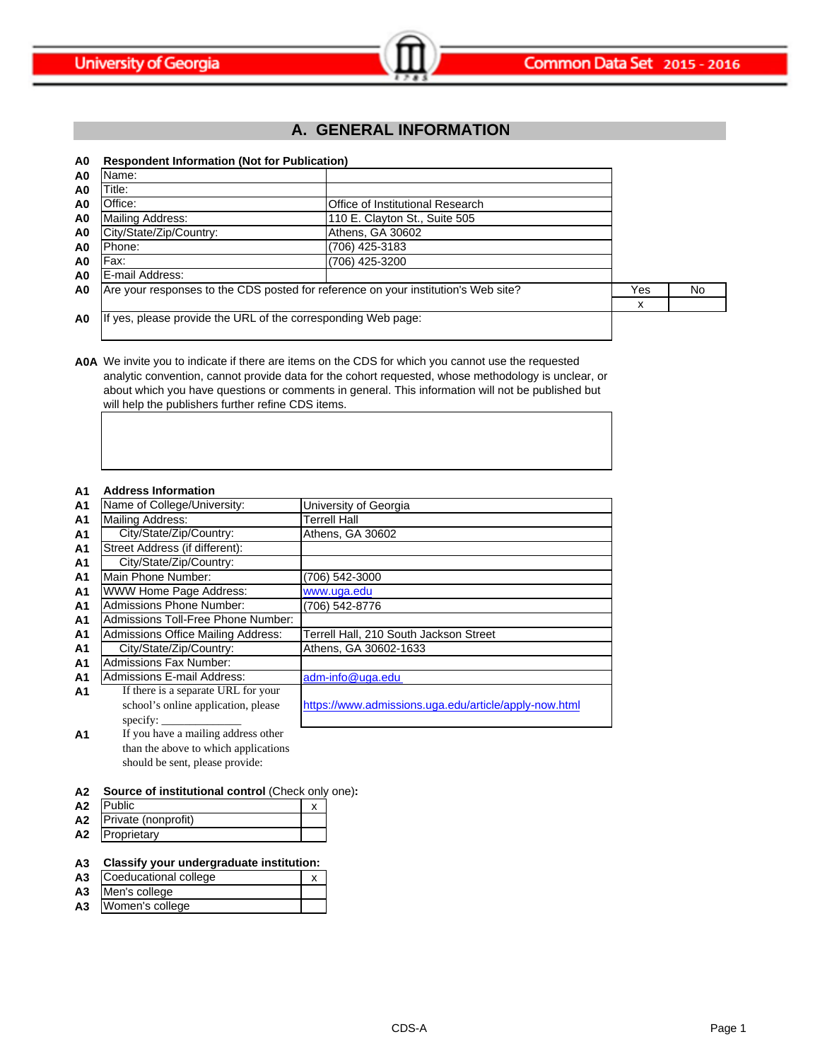# A. GENERAL INFORMATION

**A0 Respondent Information (Not for Publication)**

| | | |
|---|---|---|
| A0 | Name: | |
| A0 | Title: | |
| A0 | Office: | Office of Institutional Research |
| A0 | Mailing Address: | 110 E. Clayton St., Suite 505 |
| A0 | City/State/Zip/Country: | Athens, GA 30602 |
| A0 | Phone: | (706) 425-3183 |
| A0 | Fax: | (706) 425-3200 |
| A0 | E-mail Address: | |

| | | Yes | No |
|---|---|---|---|
| A0 | Are your responses to the CDS posted for reference on your institution's Web site? | x | |

| | | |
|---|---|---|
| A0 | If yes, please provide the URL of the corresponding Web page: | |

**A0A** We invite you to indicate if there are items on the CDS for which you cannot use the requested analytic convention, cannot provide data for the cohort requested, whose methodology is unclear, or about which you have questions or comments in general. This information will not be published but will help the publishers further refine CDS items.

**A1 Address Information**

| | | |
|---|---|---|
| A1 | Name of College/University: | University of Georgia |
| A1 | Mailing Address: | Terrell Hall |
| A1 | City/State/Zip/Country: | Athens, GA 30602 |
| A1 | Street Address (if different): | |
| A1 | City/State/Zip/Country: | |
| A1 | Main Phone Number: | (706) 542-3000 |
| A1 | WWW Home Page Address: | www.uga.edu |
| A1 | Admissions Phone Number: | (706) 542-8776 |
| A1 | Admissions Toll-Free Phone Number: | |
| A1 | Admissions Office Mailing Address: | Terrell Hall, 210 South Jackson Street |
| A1 | City/State/Zip/Country: | Athens, GA 30602-1633 |
| A1 | Admissions Fax Number: | |
| A1 | Admissions E-mail Address: | adm-info@uga.edu |
| A1 | If there is a separate URL for your school's online application, please specify: _______________ | https://www.admissions.uga.edu/article/apply-now.html |
| A1 | If you have a mailing address other than the above to which applications should be sent, please provide: | |

**A2 Source of institutional control** (Check only one)**:**

| | | |
|---|---|---|
| A2 | Public | x |
| A2 | Private (nonprofit) | |
| A2 | Proprietary | |

**A3 Classify your undergraduate institution:**

| | | |
|---|---|---|
| A3 | Coeducational college | x |
| A3 | Men's college | |
| A3 | Women's college | |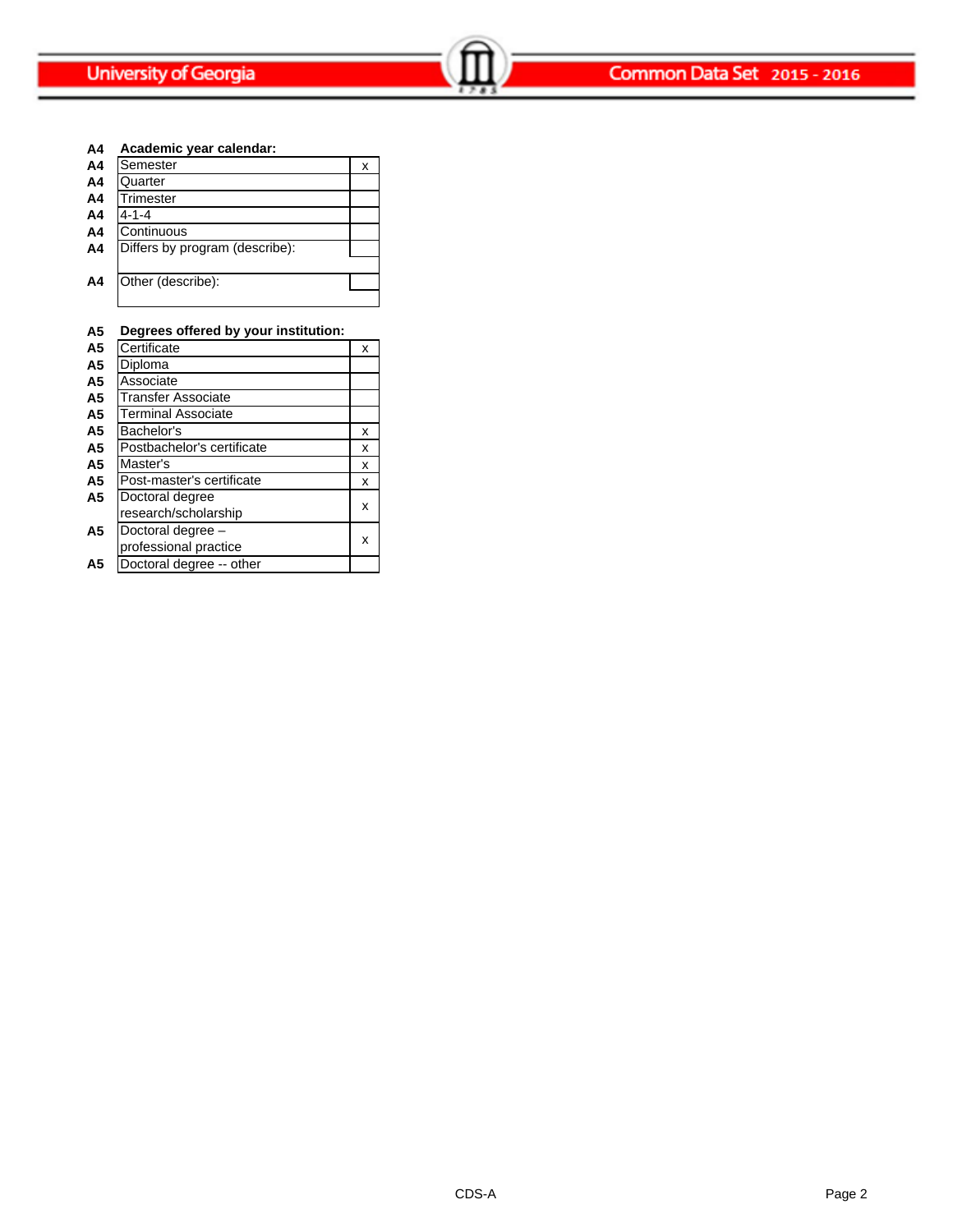**A4 Academic year calendar:**

| | | |
|---|---|---|
| A4 | Semester | x |
| A4 | Quarter | |
| A4 | Trimester | |
| A4 | 4-1-4 | |
| A4 | Continuous | |
| A4 | Differs by program (describe): | |
| A4 | Other (describe): | |

**A5 Degrees offered by your institution:**

| | | |
|---|---|---|
| A5 | Certificate | x |
| A5 | Diploma | |
| A5 | Associate | |
| A5 | Transfer Associate | |
| A5 | Terminal Associate | |
| A5 | Bachelor's | x |
| A5 | Postbachelor's certificate | x |
| A5 | Master's | x |
| A5 | Post-master's certificate | x |
| A5 | Doctoral degree research/scholarship | x |
| A5 | Doctoral degree – professional practice | x |
| A5 | Doctoral degree -- other | |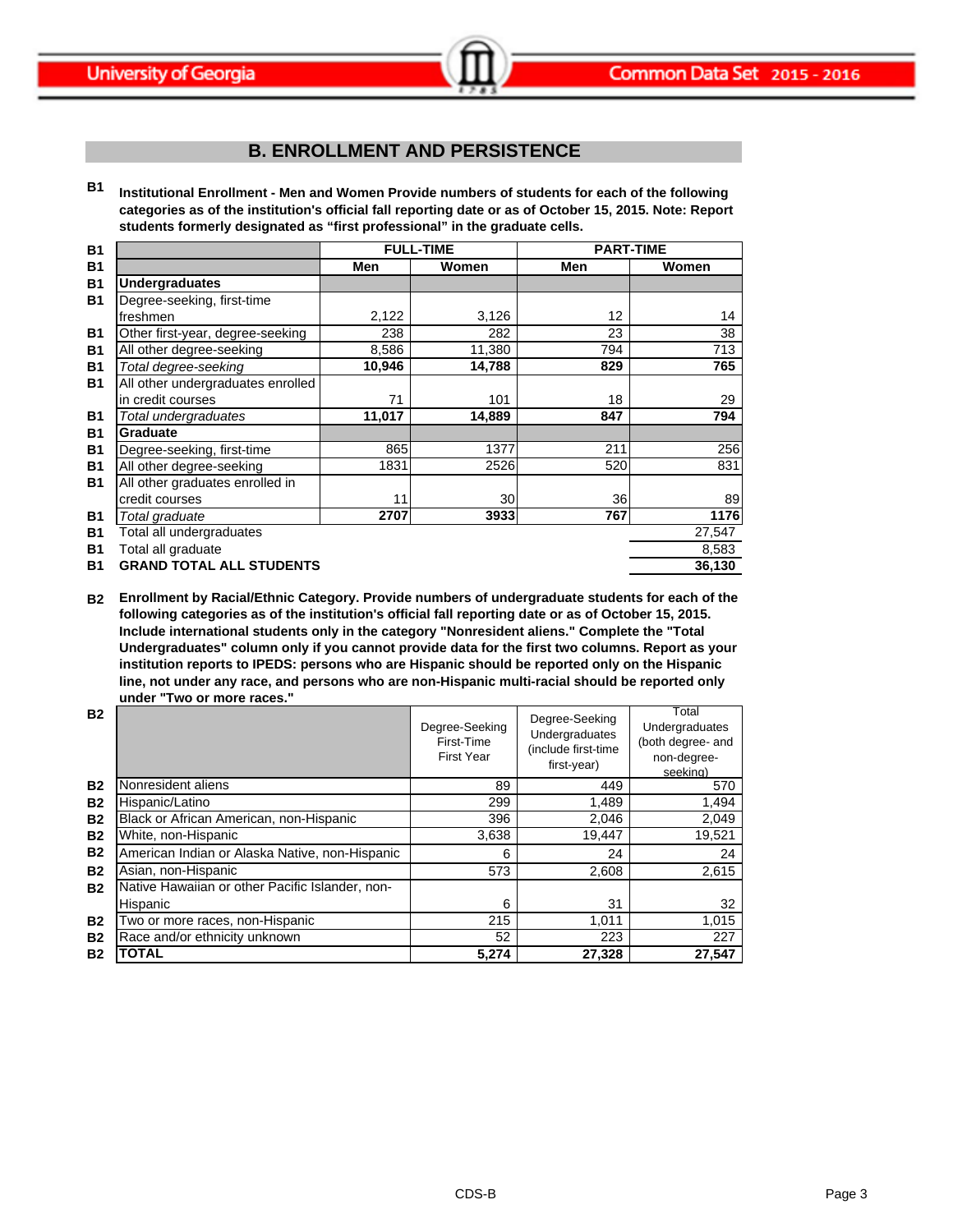## B. ENROLLMENT AND PERSISTENCE

**B1** **Institutional Enrollment - Men and Women Provide numbers of students for each of the following categories as of the institution's official fall reporting date or as of October 15, 2015. Note: Report students formerly designated as "first professional" in the graduate cells.**

| | FULL-TIME | | PART-TIME | |
|---|---|---|---|---|
| | **Men** | **Women** | **Men** | **Women** |
| **Undergraduates** | | | | |
| Degree-seeking, first-time freshmen | 2,122 | 3,126 | 12 | 14 |
| Other first-year, degree-seeking | 238 | 282 | 23 | 38 |
| All other degree-seeking | 8,586 | 11,380 | 794 | 713 |
| *Total degree-seeking* | **10,946** | **14,788** | **829** | **765** |
| All other undergraduates enrolled in credit courses | 71 | 101 | 18 | 29 |
| *Total undergraduates* | **11,017** | **14,889** | **847** | **794** |
| **Graduate** | | | | |
| Degree-seeking, first-time | 865 | 1377 | 211 | 256 |
| All other degree-seeking | 1831 | 2526 | 520 | 831 |
| All other graduates enrolled in credit courses | 11 | 30 | 36 | 89 |
| *Total graduate* | **2707** | **3933** | **767** | **1176** |
| Total all undergraduates | | | | 27,547 |
| Total all graduate | | | | 8,583 |
| **GRAND TOTAL ALL STUDENTS** | | | | **36,130** |

**B2** **Enrollment by Racial/Ethnic Category. Provide numbers of undergraduate students for each of the following categories as of the institution's official fall reporting date or as of October 15, 2015. Include international students only in the category "Nonresident aliens." Complete the "Total Undergraduates" column only if you cannot provide data for the first two columns. Report as your institution reports to IPEDS: persons who are Hispanic should be reported only on the Hispanic line, not under any race, and persons who are non-Hispanic multi-racial should be reported only under "Two or more races."**

| | Degree-Seeking First-Time First Year | Degree-Seeking Undergraduates (include first-time first-year) | Total Undergraduates (both degree- and non-degree-seeking) |
|---|---|---|---|
| Nonresident aliens | 89 | 449 | 570 |
| Hispanic/Latino | 299 | 1,489 | 1,494 |
| Black or African American, non-Hispanic | 396 | 2,046 | 2,049 |
| White, non-Hispanic | 3,638 | 19,447 | 19,521 |
| American Indian or Alaska Native, non-Hispanic | 6 | 24 | 24 |
| Asian, non-Hispanic | 573 | 2,608 | 2,615 |
| Native Hawaiian or other Pacific Islander, non-Hispanic | 6 | 31 | 32 |
| Two or more races, non-Hispanic | 215 | 1,011 | 1,015 |
| Race and/or ethnicity unknown | 52 | 223 | 227 |
| **TOTAL** | **5,274** | **27,328** | **27,547** |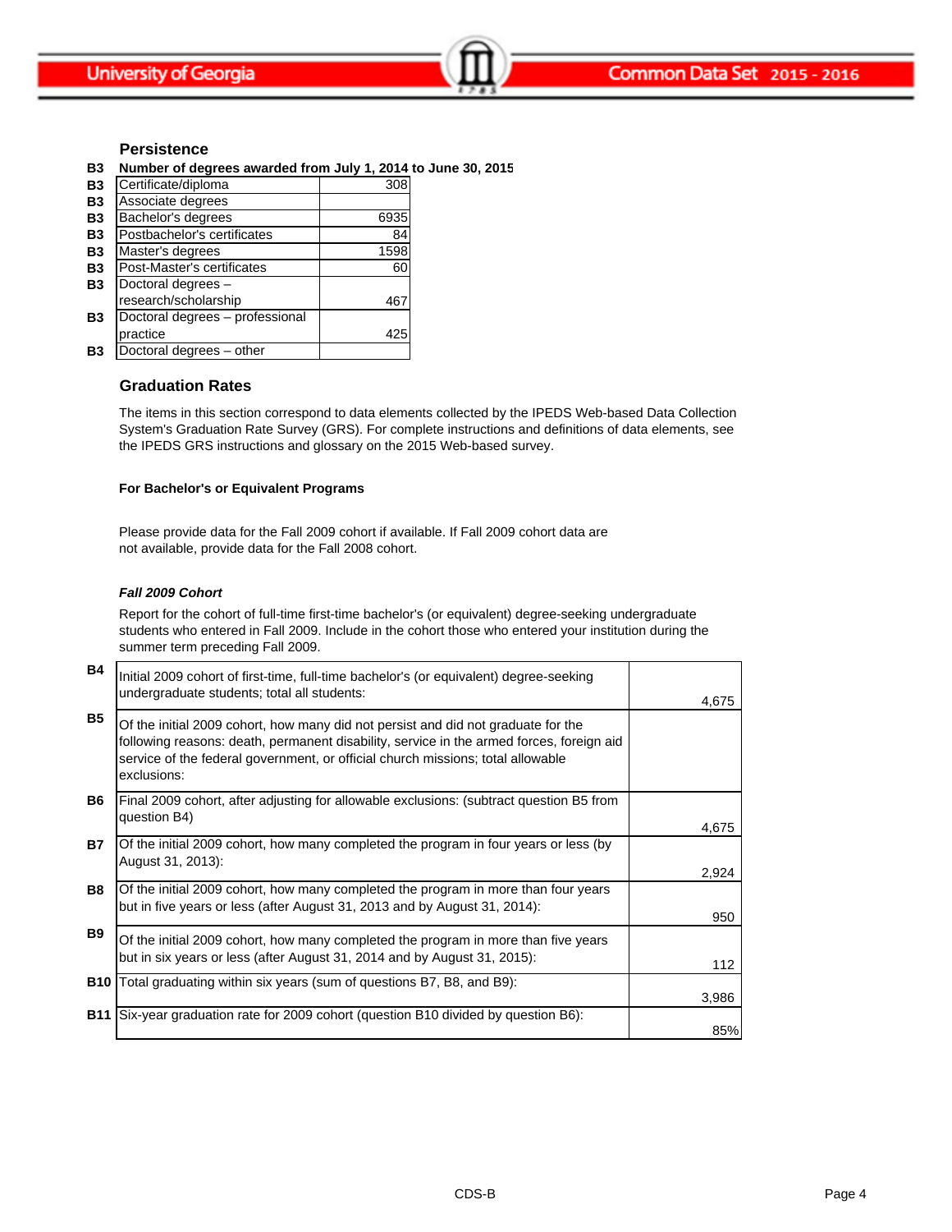## Persistence

**B3 Number of degrees awarded from July 1, 2014 to June 30, 2015**

| | | |
|---|---|---|
| B3 | Certificate/diploma | 308 |
| B3 | Associate degrees | |
| B3 | Bachelor's degrees | 6935 |
| B3 | Postbachelor's certificates | 84 |
| B3 | Master's degrees | 1598 |
| B3 | Post-Master's certificates | 60 |
| B3 | Doctoral degrees – research/scholarship | 467 |
| B3 | Doctoral degrees – professional practice | 425 |
| B3 | Doctoral degrees – other | |

## Graduation Rates

The items in this section correspond to data elements collected by the IPEDS Web-based Data Collection System's Graduation Rate Survey (GRS). For complete instructions and definitions of data elements, see the IPEDS GRS instructions and glossary on the 2015 Web-based survey.

**For Bachelor's or Equivalent Programs**

Please provide data for the Fall 2009 cohort if available. If Fall 2009 cohort data are not available, provide data for the Fall 2008 cohort.

***Fall 2009 Cohort***

Report for the cohort of full-time first-time bachelor's (or equivalent) degree-seeking undergraduate students who entered in Fall 2009. Include in the cohort those who entered your institution during the summer term preceding Fall 2009.

| | | |
|---|---|---|
| B4 | Initial 2009 cohort of first-time, full-time bachelor's (or equivalent) degree-seeking undergraduate students; total all students: | 4,675 |
| B5 | Of the initial 2009 cohort, how many did not persist and did not graduate for the following reasons: death, permanent disability, service in the armed forces, foreign aid service of the federal government, or official church missions; total allowable exclusions: | |
| B6 | Final 2009 cohort, after adjusting for allowable exclusions: (subtract question B5 from question B4) | 4,675 |
| B7 | Of the initial 2009 cohort, how many completed the program in four years or less (by August 31, 2013): | 2,924 |
| B8 | Of the initial 2009 cohort, how many completed the program in more than four years but in five years or less (after August 31, 2013 and by August 31, 2014): | 950 |
| B9 | Of the initial 2009 cohort, how many completed the program in more than five years but in six years or less (after August 31, 2014 and by August 31, 2015): | 112 |
| B10 | Total graduating within six years (sum of questions B7, B8, and B9): | 3,986 |
| B11 | Six-year graduation rate for 2009 cohort (question B10 divided by question B6): | 85% |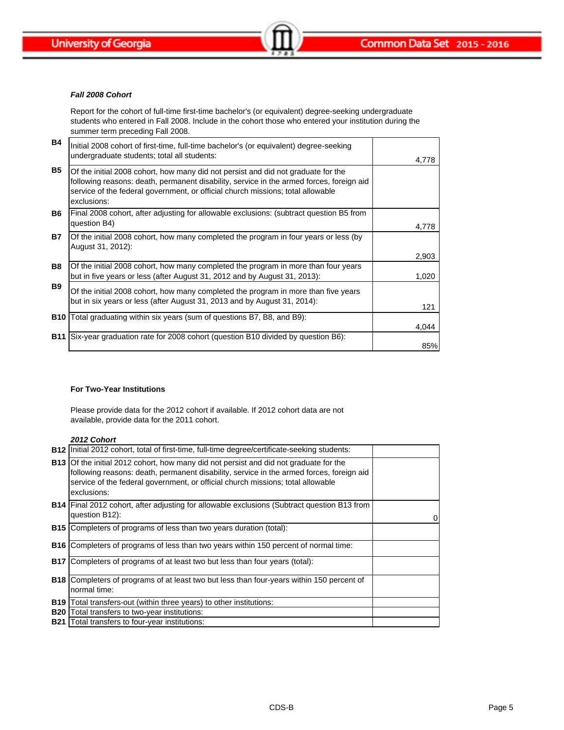### *Fall 2008 Cohort*

Report for the cohort of full-time first-time bachelor's (or equivalent) degree-seeking undergraduate students who entered in Fall 2008. Include in the cohort those who entered your institution during the summer term preceding Fall 2008.

| | | |
|---|---|---|
| **B4** | Initial 2008 cohort of first-time, full-time bachelor's (or equivalent) degree-seeking undergraduate students; total all students: | 4,778 |
| **B5** | Of the initial 2008 cohort, how many did not persist and did not graduate for the following reasons: death, permanent disability, service in the armed forces, foreign aid service of the federal government, or official church missions; total allowable exclusions: | |
| **B6** | Final 2008 cohort, after adjusting for allowable exclusions: (subtract question B5 from question B4) | 4,778 |
| **B7** | Of the initial 2008 cohort, how many completed the program in four years or less (by August 31, 2012): | 2,903 |
| **B8** | Of the initial 2008 cohort, how many completed the program in more than four years but in five years or less (after August 31, 2012 and by August 31, 2013): | 1,020 |
| **B9** | Of the initial 2008 cohort, how many completed the program in more than five years but in six years or less (after August 31, 2013 and by August 31, 2014): | 121 |
| **B10** | Total graduating within six years (sum of questions B7, B8, and B9): | 4,044 |
| **B11** | Six-year graduation rate for 2008 cohort (question B10 divided by question B6): | 85% |

**For Two-Year Institutions**

Please provide data for the 2012 cohort if available. If 2012 cohort data are not available, provide data for the 2011 cohort.

### *2012 Cohort*

| | | |
|---|---|---|
| **B12** | Initial 2012 cohort, total of first-time, full-time degree/certificate-seeking students: | |
| **B13** | Of the initial 2012 cohort, how many did not persist and did not graduate for the following reasons: death, permanent disability, service in the armed forces, foreign aid service of the federal government, or official church missions; total allowable exclusions: | |
| **B14** | Final 2012 cohort, after adjusting for allowable exclusions (Subtract question B13 from question B12): | 0 |
| **B15** | Completers of programs of less than two years duration (total): | |
| **B16** | Completers of programs of less than two years within 150 percent of normal time: | |
| **B17** | Completers of programs of at least two but less than four years (total): | |
| **B18** | Completers of programs of at least two but less than four-years within 150 percent of normal time: | |
| **B19** | Total transfers-out (within three years) to other institutions: | |
| **B20** | Total transfers to two-year institutions: | |
| **B21** | Total transfers to four-year institutions: | |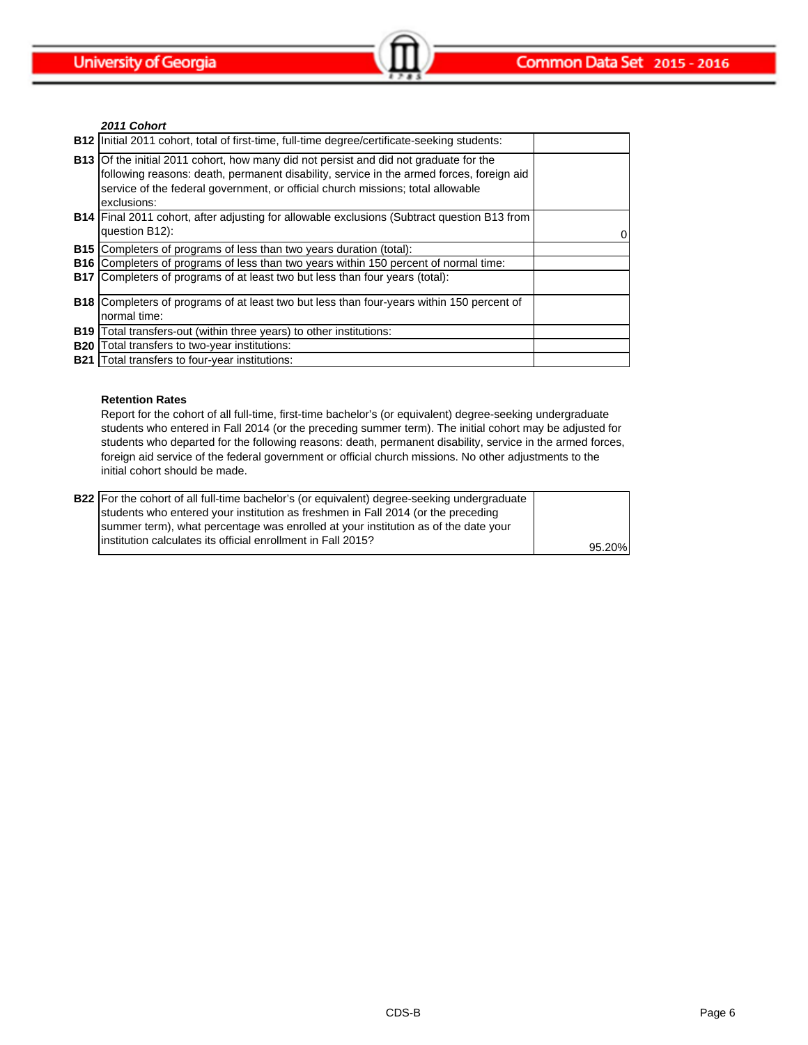### *2011 Cohort*

| | | |
|---|---|---|
| **B12** | Initial 2011 cohort, total of first-time, full-time degree/certificate-seeking students: | |
| **B13** | Of the initial 2011 cohort, how many did not persist and did not graduate for the following reasons: death, permanent disability, service in the armed forces, foreign aid service of the federal government, or official church missions; total allowable exclusions: | |
| **B14** | Final 2011 cohort, after adjusting for allowable exclusions (Subtract question B13 from question B12): | 0 |
| **B15** | Completers of programs of less than two years duration (total): | |
| **B16** | Completers of programs of less than two years within 150 percent of normal time: | |
| **B17** | Completers of programs of at least two but less than four years (total): | |
| **B18** | Completers of programs of at least two but less than four-years within 150 percent of normal time: | |
| **B19** | Total transfers-out (within three years) to other institutions: | |
| **B20** | Total transfers to two-year institutions: | |
| **B21** | Total transfers to four-year institutions: | |

**Retention Rates**

Report for the cohort of all full-time, first-time bachelor's (or equivalent) degree-seeking undergraduate students who entered in Fall 2014 (or the preceding summer term). The initial cohort may be adjusted for students who departed for the following reasons: death, permanent disability, service in the armed forces, foreign aid service of the federal government or official church missions. No other adjustments to the initial cohort should be made.

| | | |
|---|---|---|
| **B22** | For the cohort of all full-time bachelor's (or equivalent) degree-seeking undergraduate students who entered your institution as freshmen in Fall 2014 (or the preceding summer term), what percentage was enrolled at your institution as of the date your institution calculates its official enrollment in Fall 2015? | 95.20% |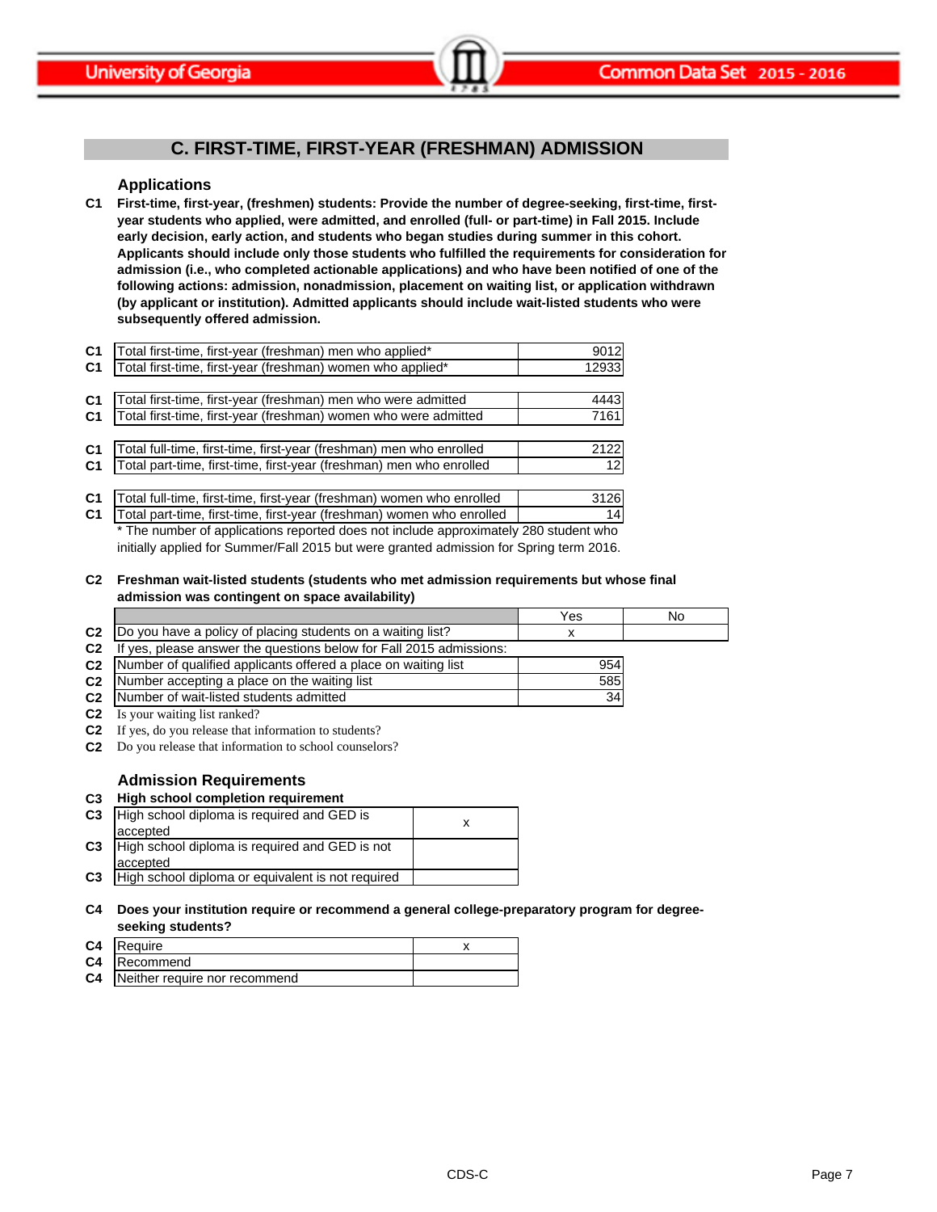## C. FIRST-TIME, FIRST-YEAR (FRESHMAN) ADMISSION

### Applications

**C1 First-time, first-year, (freshmen) students: Provide the number of degree-seeking, first-time, first-year students who applied, were admitted, and enrolled (full- or part-time) in Fall 2015. Include early decision, early action, and students who began studies during summer in this cohort. Applicants should include only those students who fulfilled the requirements for consideration for admission (i.e., who completed actionable applications) and who have been notified of one of the following actions: admission, nonadmission, placement on waiting list, or application withdrawn (by applicant or institution). Admitted applicants should include wait-listed students who were subsequently offered admission.**

| | | |
|---|---|---|
| C1 | Total first-time, first-year (freshman) men who applied* | 9012 |
| C1 | Total first-time, first-year (freshman) women who applied* | 12933 |
| C1 | Total first-time, first-year (freshman) men who were admitted | 4443 |
| C1 | Total first-time, first-year (freshman) women who were admitted | 7161 |
| C1 | Total full-time, first-time, first-year (freshman) men who enrolled | 2122 |
| C1 | Total part-time, first-time, first-year (freshman) men who enrolled | 12 |
| C1 | Total full-time, first-time, first-year (freshman) women who enrolled | 3126 |
| C1 | Total part-time, first-time, first-year (freshman) women who enrolled | 14 |

* The number of applications reported does not include approximately 280 student who initially applied for Summer/Fall 2015 but were granted admission for Spring term 2016.

**C2 Freshman wait-listed students (students who met admission requirements but whose final admission was contingent on space availability)**

| | | Yes | No |
|---|---|---|---|
| C2 | Do you have a policy of placing students on a waiting list? | x | |
| C2 | If yes, please answer the questions below for Fall 2015 admissions: | | |
| C2 | Number of qualified applicants offered a place on waiting list | 954 | |
| C2 | Number accepting a place on the waiting list | 585 | |
| C2 | Number of wait-listed students admitted | 34 | |
| C2 | Is your waiting list ranked? | | |
| C2 | If yes, do you release that information to students? | | |
| C2 | Do you release that information to school counselors? | | |

### Admission Requirements

**C3 High school completion requirement**

| | | |
|---|---|---|
| C3 | High school diploma is required and GED is accepted | x |
| C3 | High school diploma is required and GED is not accepted | |
| C3 | High school diploma or equivalent is not required | |

**C4 Does your institution require or recommend a general college-preparatory program for degree-seeking students?**

| | | |
|---|---|---|
| C4 | Require | x |
| C4 | Recommend | |
| C4 | Neither require nor recommend | |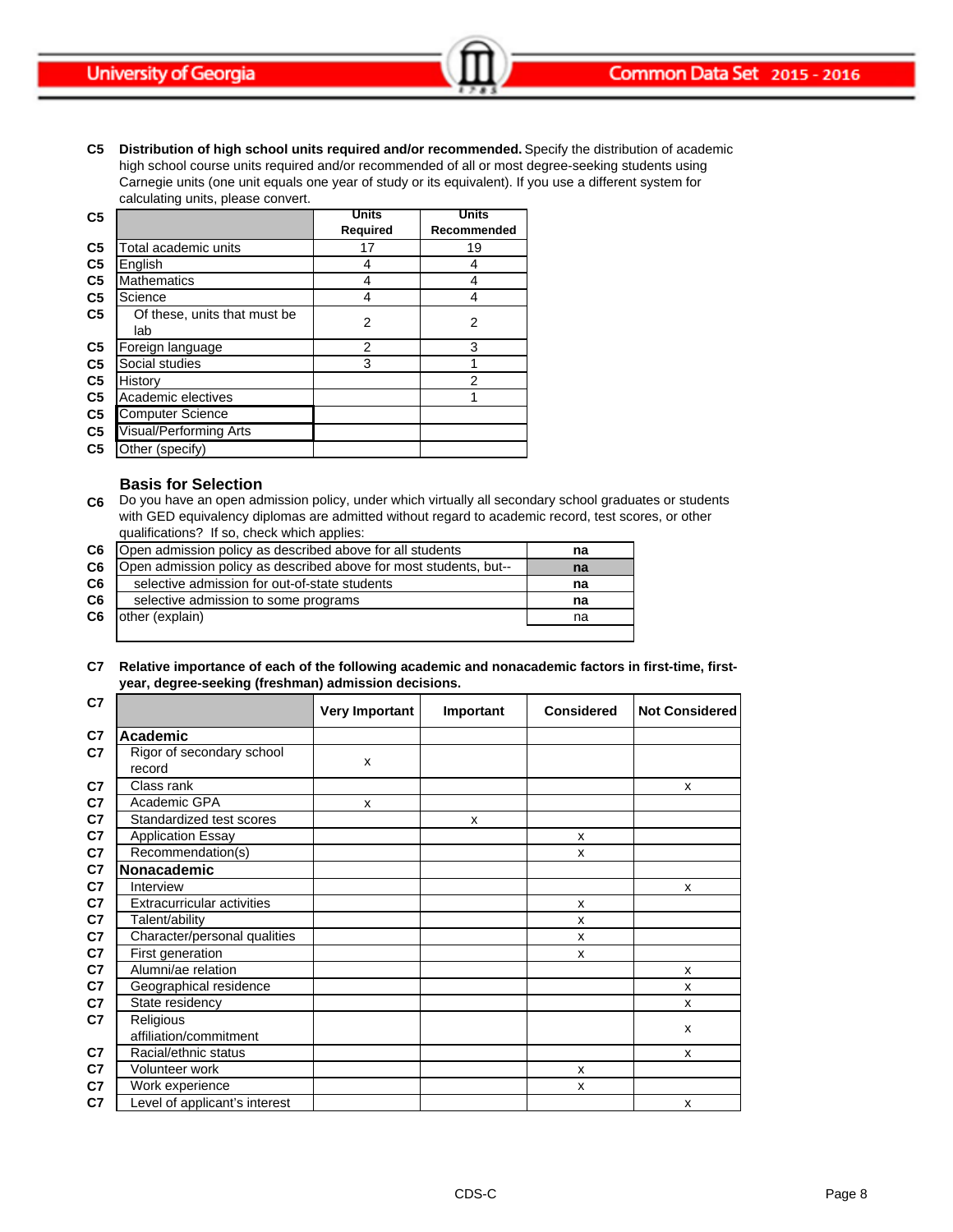**C5** **Distribution of high school units required and/or recommended.** Specify the distribution of academic high school course units required and/or recommended of all or most degree-seeking students using Carnegie units (one unit equals one year of study or its equivalent). If you use a different system for calculating units, please convert.

| C5 | | Units Required | Units Recommended |
|---|---|---|---|
| C5 | Total academic units | 17 | 19 |
| C5 | English | 4 | 4 |
| C5 | Mathematics | 4 | 4 |
| C5 | Science | 4 | 4 |
| C5 | Of these, units that must be lab | 2 | 2 |
| C5 | Foreign language | 2 | 3 |
| C5 | Social studies | 3 | 1 |
| C5 | History | | 2 |
| C5 | Academic electives | | 1 |
| C5 | Computer Science | | |
| C5 | Visual/Performing Arts | | |
| C5 | Other (specify) | | |

## Basis for Selection

**C6** Do you have an open admission policy, under which virtually all secondary school graduates or students with GED equivalency diplomas are admitted without regard to academic record, test scores, or other qualifications? If so, check which applies:

| C6 | | |
|---|---|---|
| C6 | Open admission policy as described above for all students | na |
| C6 | Open admission policy as described above for most students, but-- | na |
| C6 | selective admission for out-of-state students | na |
| C6 | selective admission to some programs | na |
| C6 | other (explain) | na |

**C7** **Relative importance of each of the following academic and nonacademic factors in first-time, first-year, degree-seeking (freshman) admission decisions.**

| C7 | | Very Important | Important | Considered | Not Considered |
|---|---|---|---|---|---|
| C7 | **Academic** | | | | |
| C7 | Rigor of secondary school record | x | | | |
| C7 | Class rank | | | | x |
| C7 | Academic GPA | x | | | |
| C7 | Standardized test scores | | x | | |
| C7 | Application Essay | | | x | |
| C7 | Recommendation(s) | | | x | |
| C7 | **Nonacademic** | | | | |
| C7 | Interview | | | | x |
| C7 | Extracurricular activities | | | x | |
| C7 | Talent/ability | | | x | |
| C7 | Character/personal qualities | | | x | |
| C7 | First generation | | | x | |
| C7 | Alumni/ae relation | | | | x |
| C7 | Geographical residence | | | | x |
| C7 | State residency | | | | x |
| C7 | Religious affiliation/commitment | | | | x |
| C7 | Racial/ethnic status | | | | x |
| C7 | Volunteer work | | | x | |
| C7 | Work experience | | | x | |
| C7 | Level of applicant's interest | | | | x |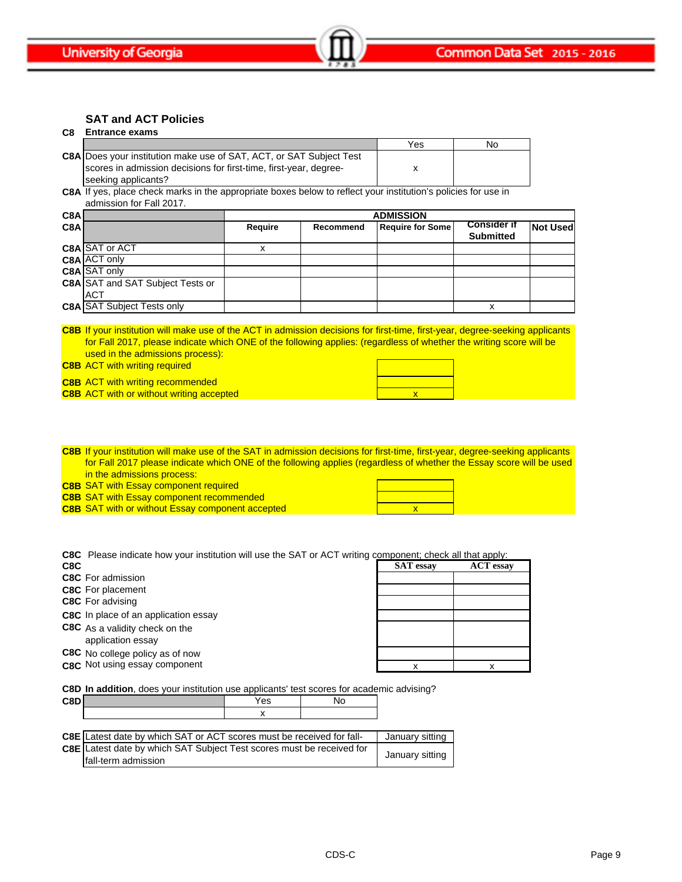## SAT and ACT Policies

**C8 Entrance exams**

| | | Yes | No |
|---|---|---|---|
| C8A | Does your institution make use of SAT, ACT, or SAT Subject Test scores in admission decisions for first-time, first-year, degree-seeking applicants? | x | |

**C8A** If yes, place check marks in the appropriate boxes below to reflect your institution's policies for use in admission for Fall 2017.

| C8A | | ADMISSION | | | | |
|---|---|---|---|---|---|---|
| C8A | | Require | Recommend | Require for Some | Consider if Submitted | Not Used |
| C8A | SAT or ACT | x | | | | |
| C8A | ACT only | | | | | |
| C8A | SAT only | | | | | |
| C8A | SAT and SAT Subject Tests or ACT | | | | | |
| C8A | SAT Subject Tests only | | | | x | |

**C8B** If your institution will make use of the ACT in admission decisions for first-time, first-year, degree-seeking applicants for Fall 2017, please indicate which ONE of the following applies: (regardless of whether the writing score will be used in the admissions process):

| | | |
|---|---|---|
| C8B | ACT with writing required | |
| C8B | ACT with writing recommended | |
| C8B | ACT with or without writing accepted | x |

**C8B** If your institution will make use of the SAT in admission decisions for first-time, first-year, degree-seeking applicants for Fall 2017 please indicate which ONE of the following applies (regardless of whether the Essay score will be used in the admissions process:

| | | |
|---|---|---|
| C8B | SAT with Essay component required | |
| C8B | SAT with Essay component recommended | |
| C8B | SAT with or without Essay component accepted | x |

**C8C** Please indicate how your institution will use the SAT or ACT writing component; check all that apply:

| C8C | | SAT essay | ACT essay |
|---|---|---|---|
| C8C | For admission | | |
| C8C | For placement | | |
| C8C | For advising | | |
| C8C | In place of an application essay | | |
| C8C | As a validity check on the application essay | | |
| C8C | No college policy as of now | | |
| C8C | Not using essay component | x | x |

**C8D** **In addition**, does your institution use applicants' test scores for academic advising?

| C8D | | Yes | No |
|---|---|---|---|
| | | x | |

| | | |
|---|---|---|
| C8E | Latest date by which SAT or ACT scores must be received for fall- | January sitting |
| C8E | Latest date by which SAT Subject Test scores must be received for fall-term admission | January sitting |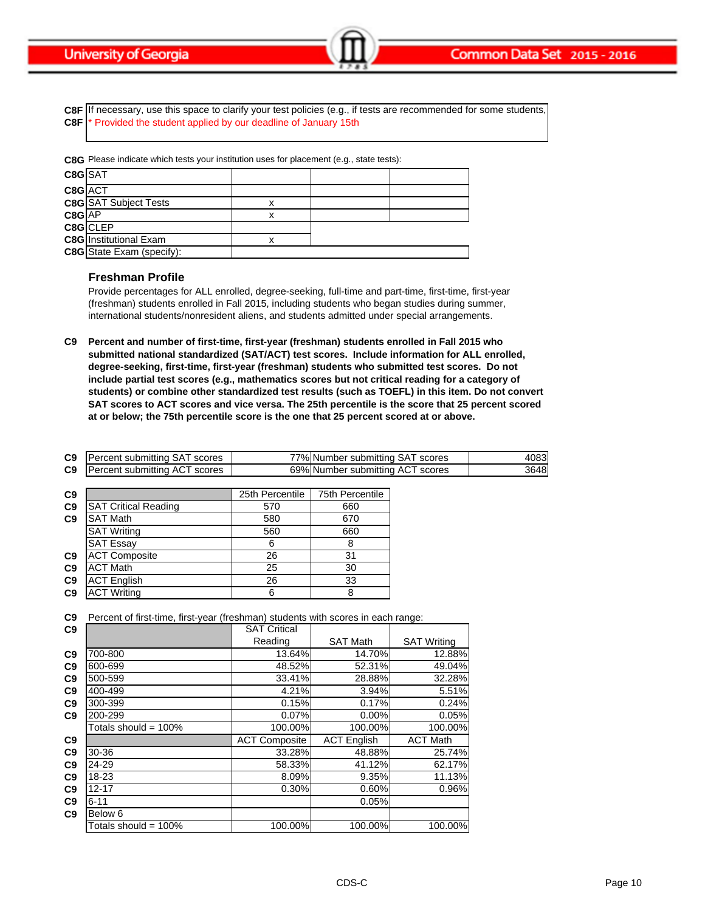**C8F** If necessary, use this space to clarify your test policies (e.g., if tests are recommended for some students,

**C8F** * Provided the student applied by our deadline of January 15th

**C8G** Please indicate which tests your institution uses for placement (e.g., state tests):

| | | | | |
|---|---|---|---|---|
| C8G | SAT | | | |
| C8G | ACT | | | |
| C8G | SAT Subject Tests | x | | |
| C8G | AP | x | | |
| C8G | CLEP | | | |
| C8G | Institutional Exam | x | | |
| C8G | State Exam (specify): | | | |

### Freshman Profile

Provide percentages for ALL enrolled, degree-seeking, full-time and part-time, first-time, first-year (freshman) students enrolled in Fall 2015, including students who began studies during summer, international students/nonresident aliens, and students admitted under special arrangements.

**C9 Percent and number of first-time, first-year (freshman) students enrolled in Fall 2015 who submitted national standardized (SAT/ACT) test scores. Include information for ALL enrolled, degree-seeking, first-time, first-year (freshman) students who submitted test scores. Do not include partial test scores (e.g., mathematics scores but not critical reading for a category of students) or combine other standardized test results (such as TOEFL) in this item. Do not convert SAT scores to ACT scores and vice versa. The 25th percentile is the score that 25 percent scored at or below; the 75th percentile score is the one that 25 percent scored at or above.**

| | | | | |
|---|---|---|---|---|
| C9 | Percent submitting SAT scores | 77% | Number submitting SAT scores | 4083 |
| C9 | Percent submitting ACT scores | 69% | Number submitting ACT scores | 3648 |

| | | 25th Percentile | 75th Percentile |
|---|---|---|---|
| C9 | SAT Critical Reading | 570 | 660 |
| C9 | SAT Math | 580 | 670 |
| | SAT Writing | 560 | 660 |
| | SAT Essay | 6 | 8 |
| C9 | ACT Composite | 26 | 31 |
| C9 | ACT Math | 25 | 30 |
| C9 | ACT English | 26 | 33 |
| C9 | ACT Writing | 6 | 8 |

**C9** Percent of first-time, first-year (freshman) students with scores in each range:

| | | SAT Critical Reading | SAT Math | SAT Writing |
|---|---|---|---|---|
| C9 | 700-800 | 13.64% | 14.70% | 12.88% |
| C9 | 600-699 | 48.52% | 52.31% | 49.04% |
| C9 | 500-599 | 33.41% | 28.88% | 32.28% |
| C9 | 400-499 | 4.21% | 3.94% | 5.51% |
| C9 | 300-399 | 0.15% | 0.17% | 0.24% |
| C9 | 200-299 | 0.07% | 0.00% | 0.05% |
| | Totals should = 100% | 100.00% | 100.00% | 100.00% |
| C9 | | ACT Composite | ACT English | ACT Math |
| C9 | 30-36 | 33.28% | 48.88% | 25.74% |
| C9 | 24-29 | 58.33% | 41.12% | 62.17% |
| C9 | 18-23 | 8.09% | 9.35% | 11.13% |
| C9 | 12-17 | 0.30% | 0.60% | 0.96% |
| C9 | 6-11 | | 0.05% | |
| C9 | Below 6 | | | |
| | Totals should = 100% | 100.00% | 100.00% | 100.00% |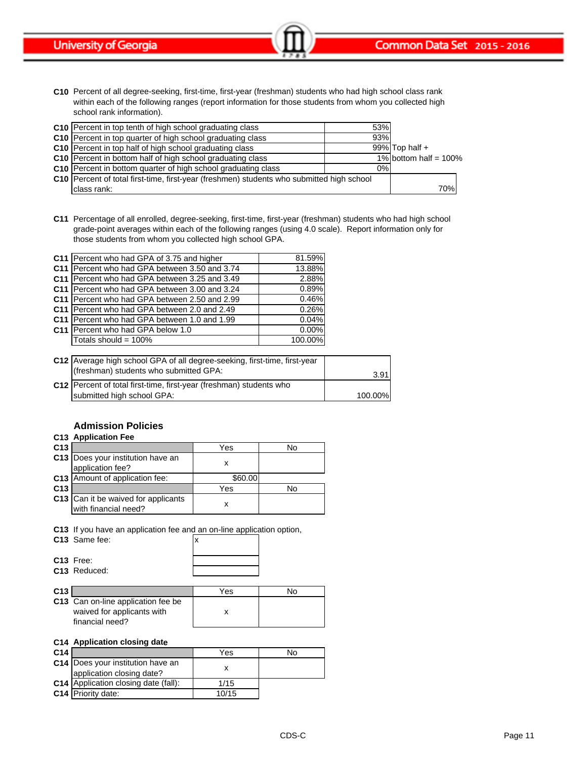**C10** Percent of all degree-seeking, first-time, first-year (freshman) students who had high school class rank within each of the following ranges (report information for those students from whom you collected high school rank information).

| | | | |
|---|---|---|---|
| C10 | Percent in top tenth of high school graduating class | 53% | |
| C10 | Percent in top quarter of high school graduating class | 93% | |
| C10 | Percent in top half of high school graduating class | 99% | Top half + |
| C10 | Percent in bottom half of high school graduating class | 1% | bottom half = 100% |
| C10 | Percent in bottom quarter of high school graduating class | 0% | |
| C10 | Percent of total first-time, first-year (freshmen) students who submitted high school class rank: | | 70% |

**C11** Percentage of all enrolled, degree-seeking, first-time, first-year (freshman) students who had high school grade-point averages within each of the following ranges (using 4.0 scale). Report information only for those students from whom you collected high school GPA.

| | | |
|---|---|---|
| C11 | Percent who had GPA of 3.75 and higher | 81.59% |
| C11 | Percent who had GPA between 3.50 and 3.74 | 13.88% |
| C11 | Percent who had GPA between 3.25 and 3.49 | 2.88% |
| C11 | Percent who had GPA between 3.00 and 3.24 | 0.89% |
| C11 | Percent who had GPA between 2.50 and 2.99 | 0.46% |
| C11 | Percent who had GPA between 2.0 and 2.49 | 0.26% |
| C11 | Percent who had GPA between 1.0 and 1.99 | 0.04% |
| C11 | Percent who had GPA below 1.0 | 0.00% |
| | Totals should = 100% | 100.00% |

| | | |
|---|---|---|
| C12 | Average high school GPA of all degree-seeking, first-time, first-year (freshman) students who submitted GPA: | 3.91 |
| C12 | Percent of total first-time, first-year (freshman) students who submitted high school GPA: | 100.00% |

## Admission Policies

### C13 Application Fee

| | | Yes | No |
|---|---|---|---|
| C13 | Does your institution have an application fee? | x | |
| C13 | Amount of application fee: | $60.00 | |
| C13 | | Yes | No |
| C13 | Can it be waived for applicants with financial need? | x | |

**C13** If you have an application fee and an on-line application option,

| | | |
|---|---|---|
| C13 | Same fee: | x |
| C13 | Free: | |
| C13 | Reduced: | |

| | | Yes | No |
|---|---|---|---|
| C13 | Can on-line application fee be waived for applicants with financial need? | x | |

### C14 Application closing date

| | | Yes | No |
|---|---|---|---|
| C14 | Does your institution have an application closing date? | x | |
| C14 | Application closing date (fall): | 1/15 | |
| C14 | Priority date: | 10/15 | |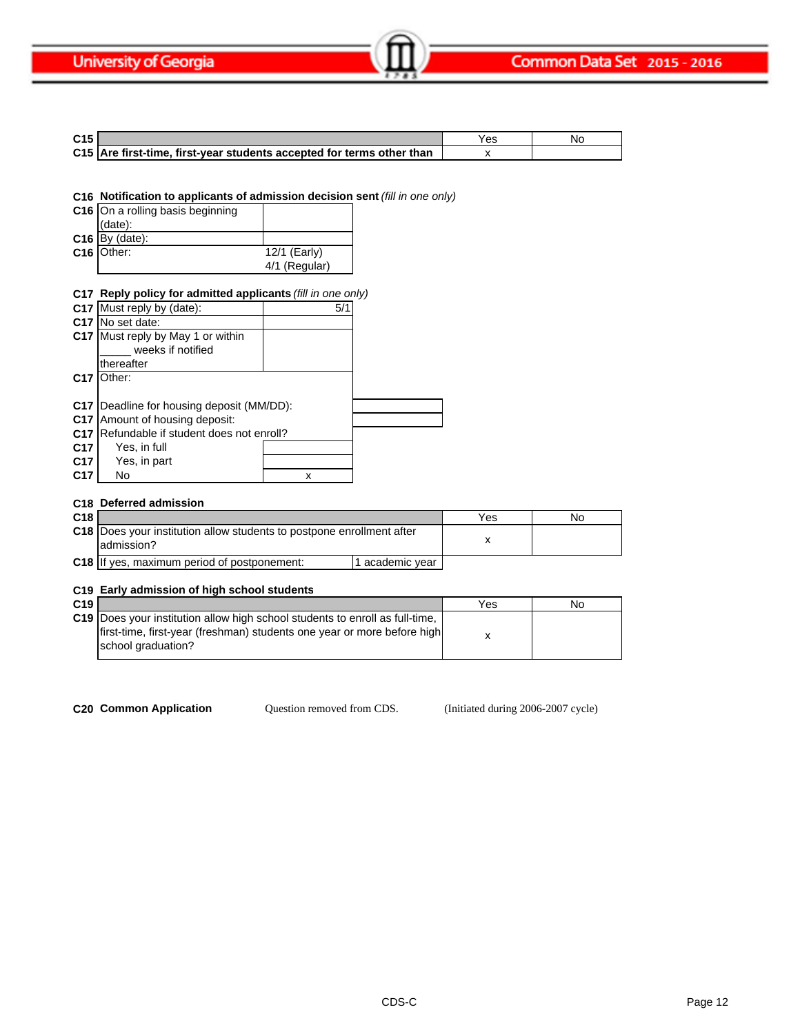| C15 | | Yes | No |
|---|---|---|---|
| C15 | **Are first-time, first-year students accepted for terms other than** | x | |

**C16 Notification to applicants of admission decision sent** *(fill in one only)*

| | | |
|---|---|---|
| C16 | On a rolling basis beginning (date): | |
| C16 | By (date): | |
| C16 | Other: | 12/1 (Early) 4/1 (Regular) |

**C17 Reply policy for admitted applicants** *(fill in one only)*

| | | |
|---|---|---|
| C17 | Must reply by (date): | 5/1 |
| C17 | No set date: | |
| C17 | Must reply by May 1 or within _____ weeks if notified thereafter | |
| C17 | Other: | |

| | | |
|---|---|---|
| C17 | Deadline for housing deposit (MM/DD): | |
| C17 | Amount of housing deposit: | |
| C17 | Refundable if student does not enroll? | |
| C17 | Yes, in full | |
| C17 | Yes, in part | |
| C17 | No | x |

**C18 Deferred admission**

| C18 | | Yes | No |
|---|---|---|---|
| C18 | Does your institution allow students to postpone enrollment after admission? | x | |
| C18 | If yes, maximum period of postponement: 1 academic year | | |

**C19 Early admission of high school students**

| C19 | | Yes | No |
|---|---|---|---|
| C19 | Does your institution allow high school students to enroll as full-time, first-time, first-year (freshman) students one year or more before high school graduation? | x | |

**C20 Common Application** Question removed from CDS. (Initiated during 2006-2007 cycle)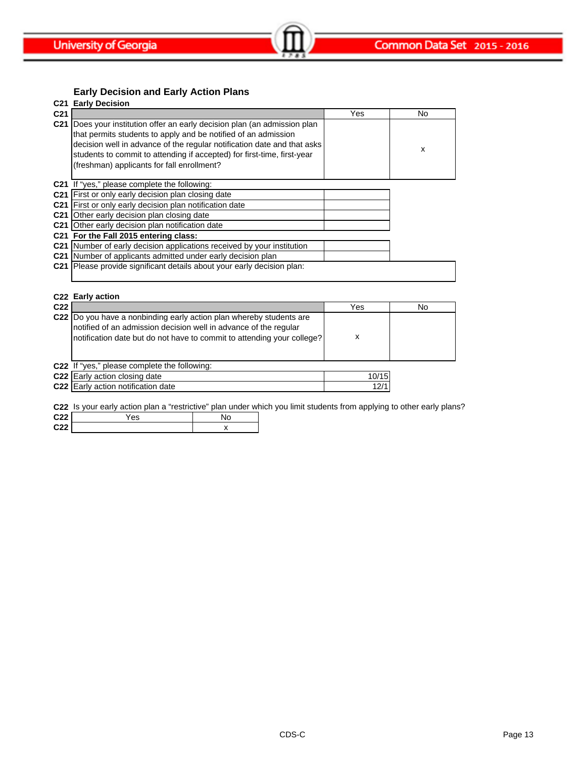## Early Decision and Early Action Plans

**C21 Early Decision**

| C21 | | Yes | No |
|---|---|---|---|
| C21 | Does your institution offer an early decision plan (an admission plan that permits students to apply and be notified of an admission decision well in advance of the regular notification date and that asks students to commit to attending if accepted) for first-time, first-year (freshman) applicants for fall enrollment? | | x |

C21 If "yes," please complete the following:

| C21 | | |
|---|---|---|
| C21 | First or only early decision plan closing date | |
| C21 | First or only early decision plan notification date | |
| C21 | Other early decision plan closing date | |
| C21 | Other early decision plan notification date | |
| C21 | **For the Fall 2015 entering class:** | |
| C21 | Number of early decision applications received by your institution | |
| C21 | Number of applicants admitted under early decision plan | |
| C21 | Please provide significant details about your early decision plan: | |

**C22 Early action**

| C22 | | Yes | No |
|---|---|---|---|
| C22 | Do you have a nonbinding early action plan whereby students are notified of an admission decision well in advance of the regular notification date but do not have to commit to attending your college? | x | |

C22 If "yes," please complete the following:

| C22 | | |
|---|---|---|
| C22 | Early action closing date | 10/15 |
| C22 | Early action notification date | 12/1 |

C22 Is your early action plan a "restrictive" plan under which you limit students from applying to other early plans?

| C22 | Yes | No |
|---|---|---|
| C22 | | x |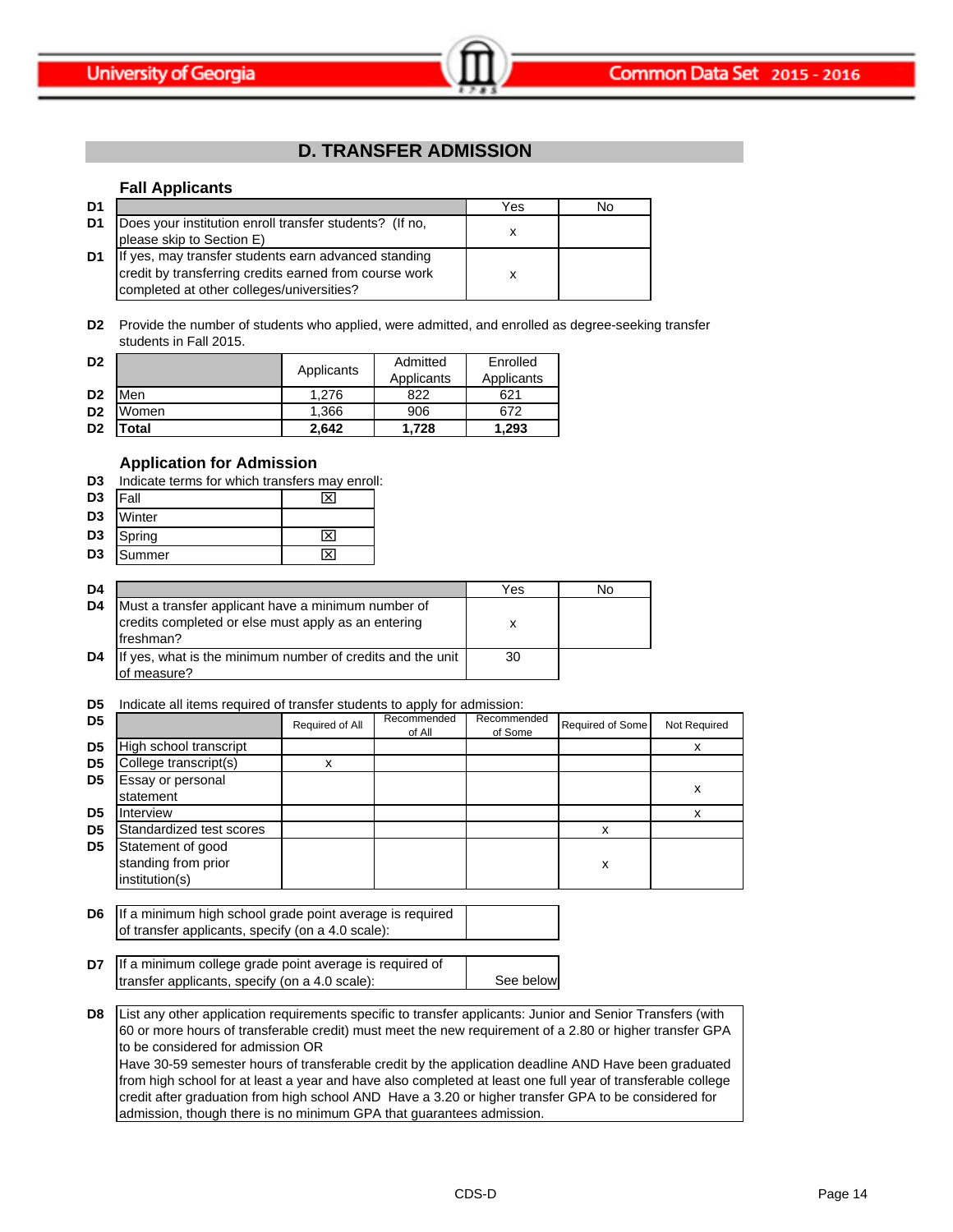## D. TRANSFER ADMISSION

### Fall Applicants

| D1 | | Yes | No |
|---|---|---|---|
| D1 | Does your institution enroll transfer students? (If no, please skip to Section E) | x | |
| D1 | If yes, may transfer students earn advanced standing credit by transferring credits earned from course work completed at other colleges/universities? | x | |

**D2** Provide the number of students who applied, were admitted, and enrolled as degree-seeking transfer students in Fall 2015.

| D2 | | Applicants | Admitted Applicants | Enrolled Applicants |
|---|---|---|---|---|
| D2 | Men | 1,276 | 822 | 621 |
| D2 | Women | 1,366 | 906 | 672 |
| D2 | **Total** | **2,642** | **1,728** | **1,293** |

### Application for Admission

**D3** Indicate terms for which transfers may enroll:

| D3 | Term | |
|---|---|---|
| D3 | Fall | ☒ |
| D3 | Winter | |
| D3 | Spring | ☒ |
| D3 | Summer | ☒ |

| D4 | | Yes | No |
|---|---|---|---|
| D4 | Must a transfer applicant have a minimum number of credits completed or else must apply as an entering freshman? | x | |
| D4 | If yes, what is the minimum number of credits and the unit of measure? | 30 | |

**D5** Indicate all items required of transfer students to apply for admission:

| D5 | | Required of All | Recommended of All | Recommended of Some | Required of Some | Not Required |
|---|---|---|---|---|---|---|
| D5 | High school transcript | | | | | x |
| D5 | College transcript(s) | x | | | | |
| D5 | Essay or personal statement | | | | | x |
| D5 | Interview | | | | | x |
| D5 | Standardized test scores | | | | x | |
| D5 | Statement of good standing from prior institution(s) | | | | x | |

| D6 | | |
|---|---|---|
| D6 | If a minimum high school grade point average is required of transfer applicants, specify (on a 4.0 scale): | |

| D7 | | |
|---|---|---|
| D7 | If a minimum college grade point average is required of transfer applicants, specify (on a 4.0 scale): | See below |

**D8** List any other application requirements specific to transfer applicants: Junior and Senior Transfers (with 60 or more hours of transferable credit) must meet the new requirement of a 2.80 or higher transfer GPA to be considered for admission OR
Have 30-59 semester hours of transferable credit by the application deadline AND Have been graduated from high school for at least a year and have also completed at least one full year of transferable college credit after graduation from high school AND Have a 3.20 or higher transfer GPA to be considered for admission, though there is no minimum GPA that guarantees admission.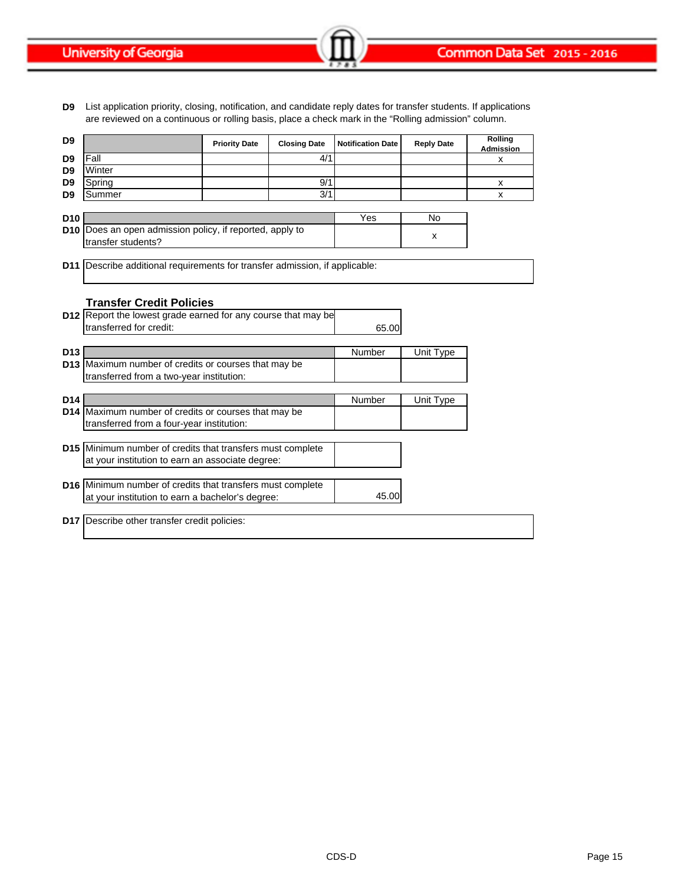**D9** List application priority, closing, notification, and candidate reply dates for transfer students. If applications are reviewed on a continuous or rolling basis, place a check mark in the "Rolling admission" column.

| | | Priority Date | Closing Date | Notification Date | Reply Date | Rolling Admission |
|---|---|---|---|---|---|---|
| D9 | Fall | | 4/1 | | | x |
| D9 | Winter | | | | | |
| D9 | Spring | | 9/1 | | | x |
| D9 | Summer | | 3/1 | | | x |

| | | Yes | No |
|---|---|---|---|
| D10 | Does an open admission policy, if reported, apply to transfer students? | | x |

**D11** Describe additional requirements for transfer admission, if applicable:

## Transfer Credit Policies

| | | |
|---|---|---|
| D12 | Report the lowest grade earned for any course that may be transferred for credit: | 65.00 |

| | | Number | Unit Type |
|---|---|---|---|
| D13 | Maximum number of credits or courses that may be transferred from a two-year institution: | | |

| | | Number | Unit Type |
|---|---|---|---|
| D14 | Maximum number of credits or courses that may be transferred from a four-year institution: | | |

| | | |
|---|---|---|
| D15 | Minimum number of credits that transfers must complete at your institution to earn an associate degree: | |

| | | |
|---|---|---|
| D16 | Minimum number of credits that transfers must complete at your institution to earn a bachelor's degree: | 45.00 |

**D17** Describe other transfer credit policies: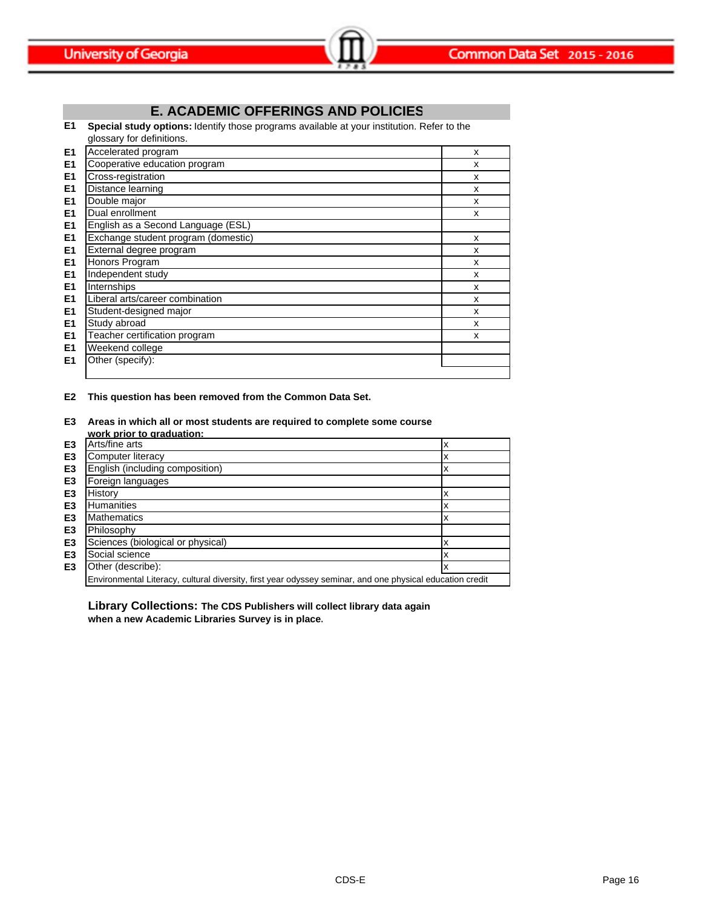## E. ACADEMIC OFFERINGS AND POLICIES

**E1** **Special study options:** Identify those programs available at your institution. Refer to the glossary for definitions.

| | Program | |
|---|---|---|
| E1 | Accelerated program | x |
| E1 | Cooperative education program | x |
| E1 | Cross-registration | x |
| E1 | Distance learning | x |
| E1 | Double major | x |
| E1 | Dual enrollment | x |
| E1 | English as a Second Language (ESL) | |
| E1 | Exchange student program (domestic) | x |
| E1 | External degree program | x |
| E1 | Honors Program | x |
| E1 | Independent study | x |
| E1 | Internships | x |
| E1 | Liberal arts/career combination | x |
| E1 | Student-designed major | x |
| E1 | Study abroad | x |
| E1 | Teacher certification program | x |
| E1 | Weekend college | |
| E1 | Other (specify): | |

**E2** **This question has been removed from the Common Data Set.**

**E3** **Areas in which all or most students are required to complete some course work prior to graduation:**

| | Area | |
|---|---|---|
| E3 | Arts/fine arts | x |
| E3 | Computer literacy | x |
| E3 | English (including composition) | x |
| E3 | Foreign languages | |
| E3 | History | x |
| E3 | Humanities | x |
| E3 | Mathematics | x |
| E3 | Philosophy | |
| E3 | Sciences (biological or physical) | x |
| E3 | Social science | x |
| E3 | Other (describe): | x |
| | Environmental Literacy, cultural diversity, first year odyssey seminar, and one physical education credit | |

**Library Collections: The CDS Publishers will collect library data again when a new Academic Libraries Survey is in place.**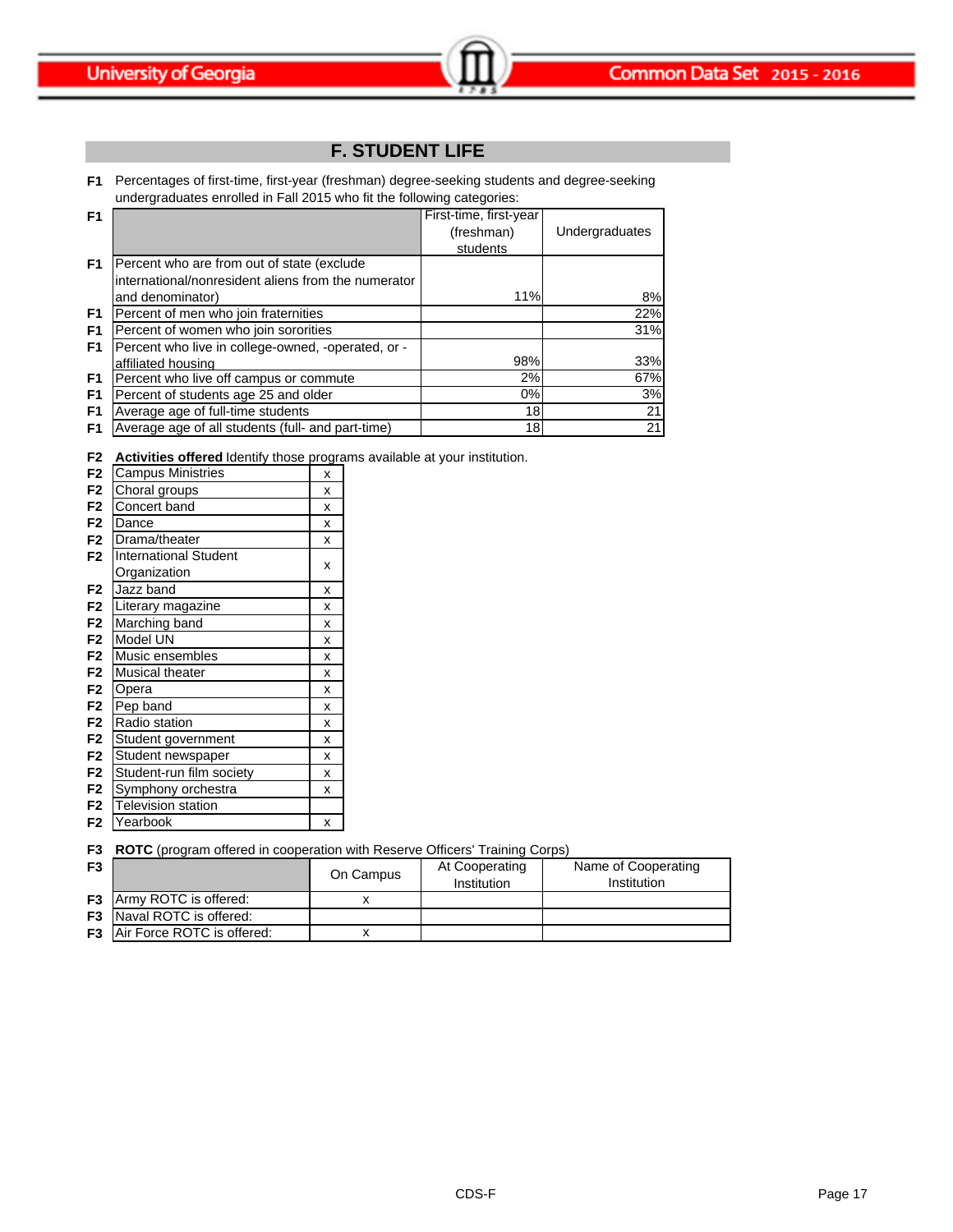## F. STUDENT LIFE

**F1** Percentages of first-time, first-year (freshman) degree-seeking students and degree-seeking undergraduates enrolled in Fall 2015 who fit the following categories:

| | | First-time, first-year (freshman) students | Undergraduates |
|---|---|---|---|
| F1 | Percent who are from out of state (exclude international/nonresident aliens from the numerator and denominator) | 11% | 8% |
| F1 | Percent of men who join fraternities | | 22% |
| F1 | Percent of women who join sororities | | 31% |
| F1 | Percent who live in college-owned, -operated, or -affiliated housing | 98% | 33% |
| F1 | Percent who live off campus or commute | 2% | 67% |
| F1 | Percent of students age 25 and older | 0% | 3% |
| F1 | Average age of full-time students | 18 | 21 |
| F1 | Average age of all students (full- and part-time) | 18 | 21 |

**F2** **Activities offered** Identify those programs available at your institution.

| | Activity | |
|---|---|---|
| F2 | Campus Ministries | x |
| F2 | Choral groups | x |
| F2 | Concert band | x |
| F2 | Dance | x |
| F2 | Drama/theater | x |
| F2 | International Student Organization | x |
| F2 | Jazz band | x |
| F2 | Literary magazine | x |
| F2 | Marching band | x |
| F2 | Model UN | x |
| F2 | Music ensembles | x |
| F2 | Musical theater | x |
| F2 | Opera | x |
| F2 | Pep band | x |
| F2 | Radio station | x |
| F2 | Student government | x |
| F2 | Student newspaper | x |
| F2 | Student-run film society | x |
| F2 | Symphony orchestra | x |
| F2 | Television station | |
| F2 | Yearbook | x |

**F3** **ROTC** (program offered in cooperation with Reserve Officers' Training Corps)

| | | On Campus | At Cooperating Institution | Name of Cooperating Institution |
|---|---|---|---|---|
| F3 | Army ROTC is offered: | x | | |
| F3 | Naval ROTC is offered: | | | |
| F3 | Air Force ROTC is offered: | x | | |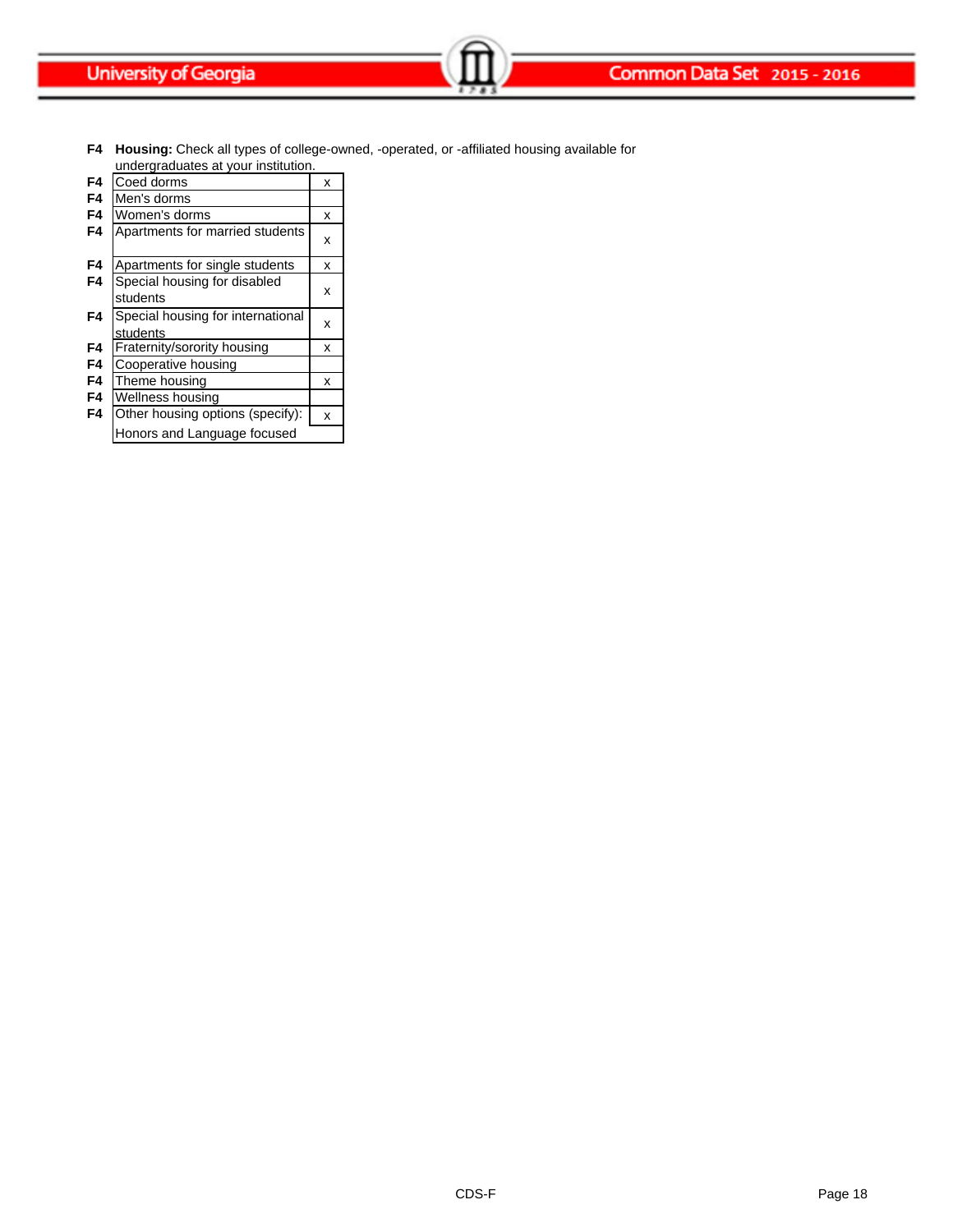**F4** **Housing:** Check all types of college-owned, -operated, or -affiliated housing available for undergraduates at your institution.

| | Housing type | |
|---|---|---|
| F4 | Coed dorms | x |
| F4 | Men's dorms | |
| F4 | Women's dorms | x |
| F4 | Apartments for married students | x |
| F4 | Apartments for single students | x |
| F4 | Special housing for disabled students | x |
| F4 | Special housing for international students | x |
| F4 | Fraternity/sorority housing | x |
| F4 | Cooperative housing | |
| F4 | Theme housing | x |
| F4 | Wellness housing | |
| F4 | Other housing options (specify): Honors and Language focused | x |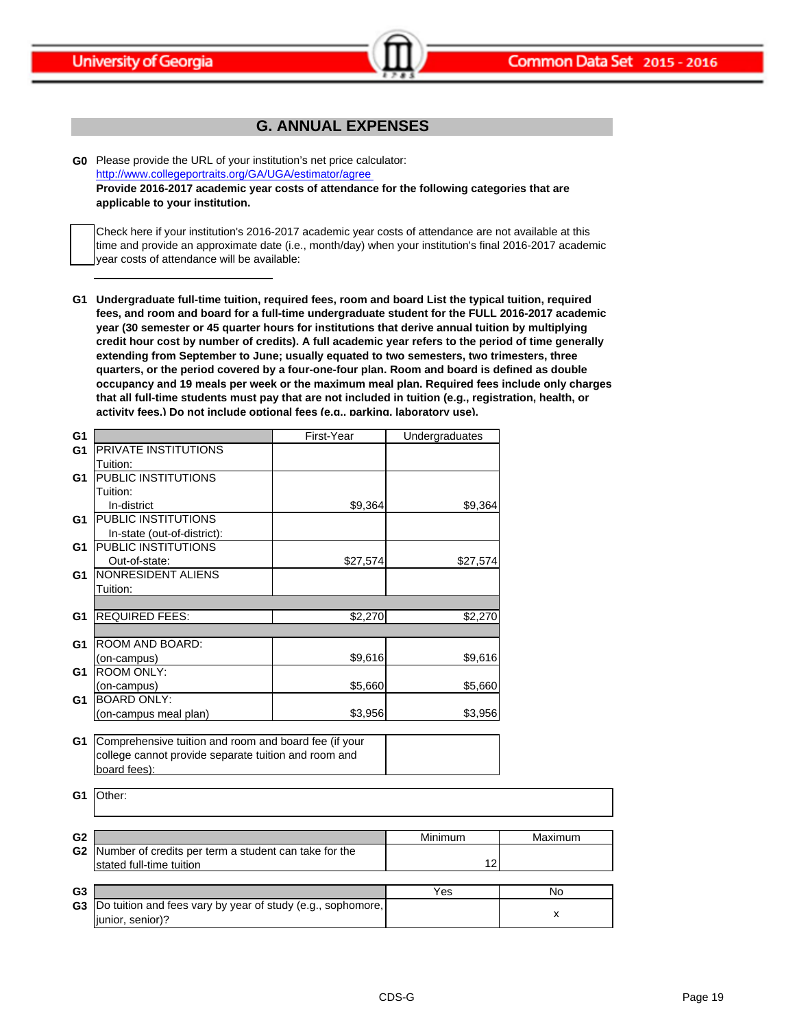## G. ANNUAL EXPENSES

**G0** Please provide the URL of your institution's net price calculator:
http://www.collegeportraits.org/GA/UGA/estimator/agree
**Provide 2016-2017 academic year costs of attendance for the following categories that are applicable to your institution.**

☐ Check here if your institution's 2016-2017 academic year costs of attendance are not available at this time and provide an approximate date (i.e., month/day) when your institution's final 2016-2017 academic year costs of attendance will be available:

______________________

**G1 Undergraduate full-time tuition, required fees, room and board List the typical tuition, required fees, and room and board for a full-time undergraduate student for the FULL 2016-2017 academic year (30 semester or 45 quarter hours for institutions that derive annual tuition by multiplying credit hour cost by number of credits). A full academic year refers to the period of time generally extending from September to June; usually equated to two semesters, two trimesters, three quarters, or the period covered by a four-one-four plan. Room and board is defined as double occupancy and 19 meals per week or the maximum meal plan. Required fees include only charges that all full-time students must pay that are not included in tuition (e.g., registration, health, or activity fees.) Do not include optional fees (e.g., parking, laboratory use).**

| | | First-Year | Undergraduates |
|---|---|---|---|
| G1 | PRIVATE INSTITUTIONS Tuition: | | |
| G1 | PUBLIC INSTITUTIONS Tuition: In-district | $9,364 | $9,364 |
| G1 | PUBLIC INSTITUTIONS In-state (out-of-district): | | |
| G1 | PUBLIC INSTITUTIONS Out-of-state: | $27,574 | $27,574 |
| G1 | NONRESIDENT ALIENS Tuition: | | |
| G1 | REQUIRED FEES: | $2,270 | $2,270 |
| G1 | ROOM AND BOARD: (on-campus) | $9,616 | $9,616 |
| G1 | ROOM ONLY: (on-campus) | $5,660 | $5,660 |
| G1 | BOARD ONLY: (on-campus meal plan) | $3,956 | $3,956 |

| | | |
|---|---|---|
| G1 | Comprehensive tuition and room and board fee (if your college cannot provide separate tuition and room and board fees): | |

| | |
|---|---|
| G1 | Other: |

| | | Minimum | Maximum |
|---|---|---|---|
| G2 | Number of credits per term a student can take for the stated full-time tuition | 12 | |

| | | Yes | No |
|---|---|---|---|
| G3 | Do tuition and fees vary by year of study (e.g., sophomore, junior, senior)? | | x |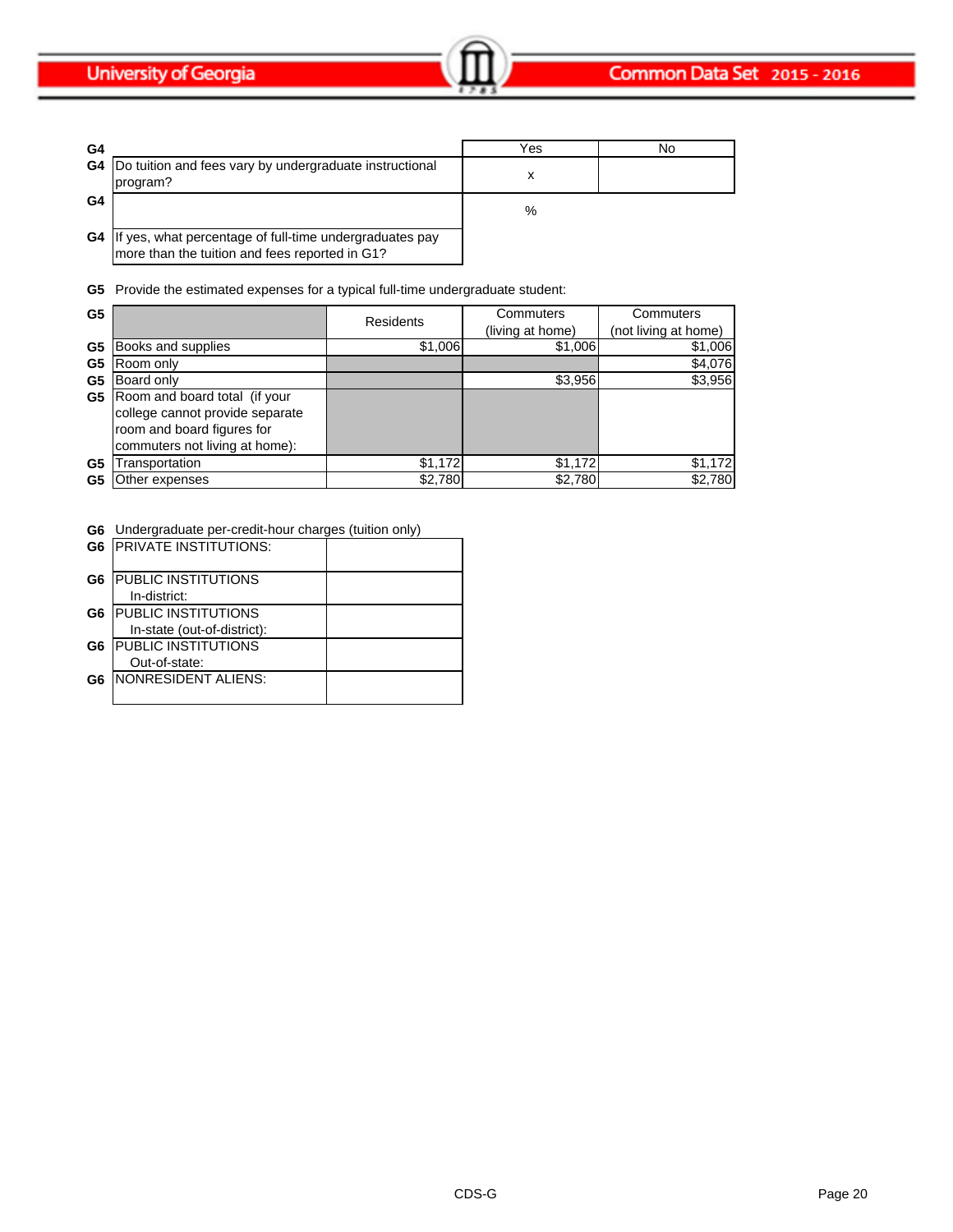| | | Yes | No |
|---|---|---|---|
| G4 | Do tuition and fees vary by undergraduate instructional program? | x | |
| G4 | | % | |
| G4 | If yes, what percentage of full-time undergraduates pay more than the tuition and fees reported in G1? | | |

**G5** Provide the estimated expenses for a typical full-time undergraduate student:

| | | Residents | Commuters (living at home) | Commuters (not living at home) |
|---|---|---|---|---|
| G5 | Books and supplies | $1,006 | $1,006 | $1,006 |
| G5 | Room only | | | $4,076 |
| G5 | Board only | | $3,956 | $3,956 |
| G5 | Room and board total (if your college cannot provide separate room and board figures for commuters not living at home): | | | |
| G5 | Transportation | $1,172 | $1,172 | $1,172 |
| G5 | Other expenses | $2,780 | $2,780 | $2,780 |

**G6** Undergraduate per-credit-hour charges (tuition only)

| | | |
|---|---|---|
| G6 | PRIVATE INSTITUTIONS: | |
| G6 | PUBLIC INSTITUTIONS In-district: | |
| G6 | PUBLIC INSTITUTIONS In-state (out-of-district): | |
| G6 | PUBLIC INSTITUTIONS Out-of-state: | |
| G6 | NONRESIDENT ALIENS: | |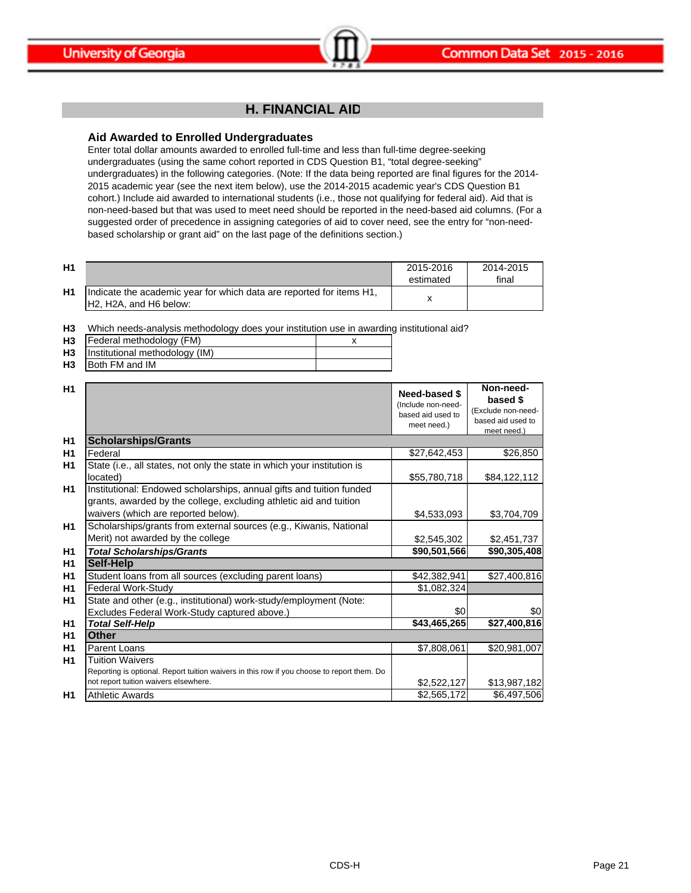## H. FINANCIAL AID

### Aid Awarded to Enrolled Undergraduates

Enter total dollar amounts awarded to enrolled full-time and less than full-time degree-seeking undergraduates (using the same cohort reported in CDS Question B1, “total degree-seeking” undergraduates) in the following categories. (Note: If the data being reported are final figures for the 2014-2015 academic year (see the next item below), use the 2014-2015 academic year's CDS Question B1 cohort.) Include aid awarded to international students (i.e., those not qualifying for federal aid). Aid that is non-need-based but that was used to meet need should be reported in the need-based aid columns. (For a suggested order of precedence in assigning categories of aid to cover need, see the entry for “non-need-based scholarship or grant aid” on the last page of the definitions section.)

| | | 2015-2016 estimated | 2014-2015 final |
|---|---|---|---|
| H1 | Indicate the academic year for which data are reported for items H1, H2, H2A, and H6 below: | x | |

**H3** Which needs-analysis methodology does your institution use in awarding institutional aid?

| | | |
|---|---|---|
| H3 | Federal methodology (FM) | x |
| H3 | Institutional methodology (IM) | |
| H3 | Both FM and IM | |

| | | Need-based $ (Include non-need-based aid used to meet need.) | Non-need-based $ (Exclude non-need-based aid used to meet need.) |
|---|---|---|---|
| H1 | **Scholarships/Grants** | | |
| H1 | Federal | $27,642,453 | $26,850 |
| H1 | State (i.e., all states, not only the state in which your institution is located) | $55,780,718 | $84,122,112 |
| H1 | Institutional: Endowed scholarships, annual gifts and tuition funded grants, awarded by the college, excluding athletic aid and tuition waivers (which are reported below). | $4,533,093 | $3,704,709 |
| H1 | Scholarships/grants from external sources (e.g., Kiwanis, National Merit) not awarded by the college | $2,545,302 | $2,451,737 |
| H1 | ***Total Scholarships/Grants*** | **$90,501,566** | **$90,305,408** |
| H1 | **Self-Help** | | |
| H1 | Student loans from all sources (excluding parent loans) | $42,382,941 | $27,400,816 |
| H1 | Federal Work-Study | $1,082,324 | |
| H1 | State and other (e.g., institutional) work-study/employment (Note: Excludes Federal Work-Study captured above.) | $0 | $0 |
| H1 | ***Total Self-Help*** | **$43,465,265** | **$27,400,816** |
| H1 | **Other** | | |
| H1 | Parent Loans | $7,808,061 | $20,981,007 |
| H1 | Tuition Waivers<br>Reporting is optional. Report tuition waivers in this row if you choose to report them. Do not report tuition waivers elsewhere. | $2,522,127 | $13,987,182 |
| H1 | Athletic Awards | $2,565,172 | $6,497,506 |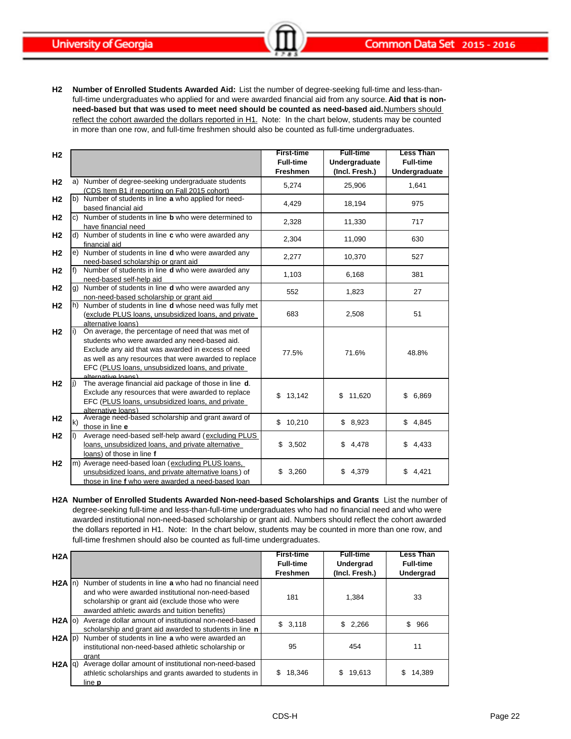**H2 Number of Enrolled Students Awarded Aid:** List the number of degree-seeking full-time and less-than-full-time undergraduates who applied for and were awarded financial aid from any source. **Aid that is non-need-based but that was used to meet need should be counted as need-based aid.** Numbers should reflect the cohort awarded the dollars reported in H1. Note: In the chart below, students may be counted in more than one row, and full-time freshmen should also be counted as full-time undergraduates.

| H2 | | First-time Full-time Freshmen | Full-time Undergraduate (Incl. Fresh.) | Less Than Full-time Undergraduate |
|---|---|---|---|---|
| H2 | a) Number of degree-seeking undergraduate students (CDS Item B1 if reporting on Fall 2015 cohort) | 5,274 | 25,906 | 1,641 |
| H2 | b) Number of students in line **a** who applied for need-based financial aid | 4,429 | 18,194 | 975 |
| H2 | c) Number of students in line **b** who were determined to have financial need | 2,328 | 11,330 | 717 |
| H2 | d) Number of students in line **c** who were awarded any financial aid | 2,304 | 11,090 | 630 |
| H2 | e) Number of students in line **d** who were awarded any need-based scholarship or grant aid | 2,277 | 10,370 | 527 |
| H2 | f) Number of students in line **d** who were awarded any need-based self-help aid | 1,103 | 6,168 | 381 |
| H2 | g) Number of students in line **d** who were awarded any non-need-based scholarship or grant aid | 552 | 1,823 | 27 |
| H2 | h) Number of students in line **d** whose need was fully met (exclude PLUS loans, unsubsidized loans, and private alternative loans) | 683 | 2,508 | 51 |
| H2 | i) On average, the percentage of need that was met of students who were awarded any need-based aid. Exclude any aid that was awarded in excess of need as well as any resources that were awarded to replace EFC (PLUS loans, unsubsidized loans, and private alternative loans) | 77.5% | 71.6% | 48.8% |
| H2 | j) The average financial aid package of those in line **d**. Exclude any resources that were awarded to replace EFC (PLUS loans, unsubsidized loans, and private alternative loans) | $ 13,142 | $ 11,620 | $ 6,869 |
| H2 | k) Average need-based scholarship and grant award of those in line **e** | $ 10,210 | $ 8,923 | $ 4,845 |
| H2 | l) Average need-based self-help award (excluding PLUS loans, unsubsidized loans, and private alternative loans) of those in line **f** | $ 3,502 | $ 4,478 | $ 4,433 |
| H2 | m) Average need-based loan (excluding PLUS loans, unsubsidized loans, and private alternative loans) of those in line **f** who were awarded a need-based loan | $ 3,260 | $ 4,379 | $ 4,421 |

**H2A Number of Enrolled Students Awarded Non-need-based Scholarships and Grants** List the number of degree-seeking full-time and less-than-full-time undergraduates who had no financial need and who were awarded institutional non-need-based scholarship or grant aid. Numbers should reflect the cohort awarded the dollars reported in H1. Note: In the chart below, students may be counted in more than one row, and full-time freshmen should also be counted as full-time undergraduates.

| H2A | | First-time Full-time Freshmen | Full-time Undergrad (Incl. Fresh.) | Less Than Full-time Undergrad |
|---|---|---|---|---|
| H2A | n) Number of students in line **a** who had no financial need and who were awarded institutional non-need-based scholarship or grant aid (exclude those who were awarded athletic awards and tuition benefits) | 181 | 1,384 | 33 |
| H2A | o) Average dollar amount of institutional non-need-based scholarship and grant aid awarded to students in line **n** | $ 3,118 | $ 2,266 | $ 966 |
| H2A | p) Number of students in line **a** who were awarded an institutional non-need-based athletic scholarship or grant | 95 | 454 | 11 |
| H2A | q) Average dollar amount of institutional non-need-based athletic scholarships and grants awarded to students in line **p** | $ 18,346 | $ 19,613 | $ 14,389 |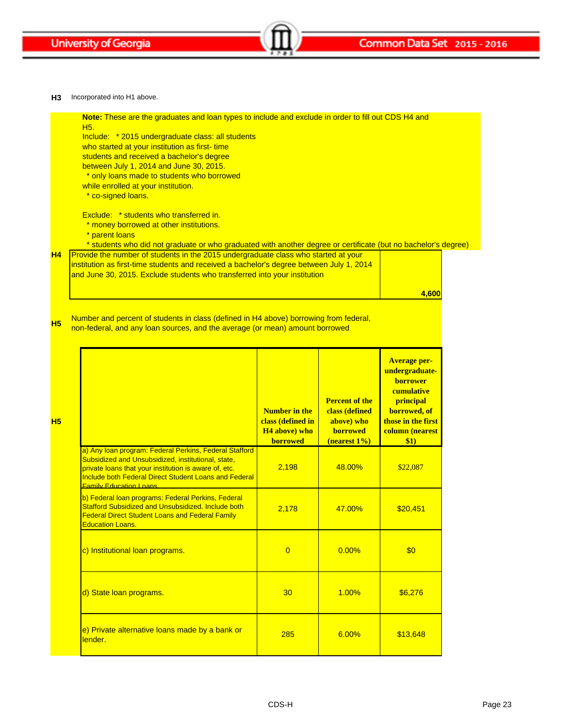**H3** Incorporated into H1 above.

**Note:** These are the graduates and loan types to include and exclude in order to fill out CDS H4 and H5.

Include: * 2015 undergraduate class: all students who started at your institution as first- time students and received a bachelor's degree between July 1, 2014 and June 30, 2015.
* only loans made to students who borrowed while enrolled at your institution.
* co-signed loans.

Exclude: * students who transferred in.
* money borrowed at other institutions.
* parent loans
* students who did not graduate or who graduated with another degree or certificate (but no bachelor's degree)

**H4** Provide the number of students in the 2015 undergraduate class who started at your institution as first-time students and received a bachelor's degree between July 1, 2014 and June 30, 2015. Exclude students who transferred into your institution — **4,600**

**H5** Number and percent of students in class (defined in H4 above) borrowing from federal, non-federal, and any loan sources, and the average (or mean) amount borrowed

| | Number in the class (defined in H4 above) who borrowed | Percent of the class (defined above) who borrowed (nearest 1%) | Average per-undergraduate-borrower cumulative principal borrowed, of those in the first column (nearest $1) |
|---|---|---|---|
| a) Any loan program: Federal Perkins, Federal Stafford Subsidized and Unsubsidized, institutional, state, private loans that your institution is aware of, etc. Include both Federal Direct Student Loans and Federal Family Education Loans. | 2,198 | 48.00% | $22,087 |
| b) Federal loan programs: Federal Perkins, Federal Stafford Subsidized and Unsubsidized. Include both Federal Direct Student Loans and Federal Family Education Loans. | 2,178 | 47.00% | $20,451 |
| c) Institutional loan programs. | 0 | 0.00% | $0 |
| d) State loan programs. | 30 | 1.00% | $6,276 |
| e) Private alternative loans made by a bank or lender. | 285 | 6.00% | $13,648 |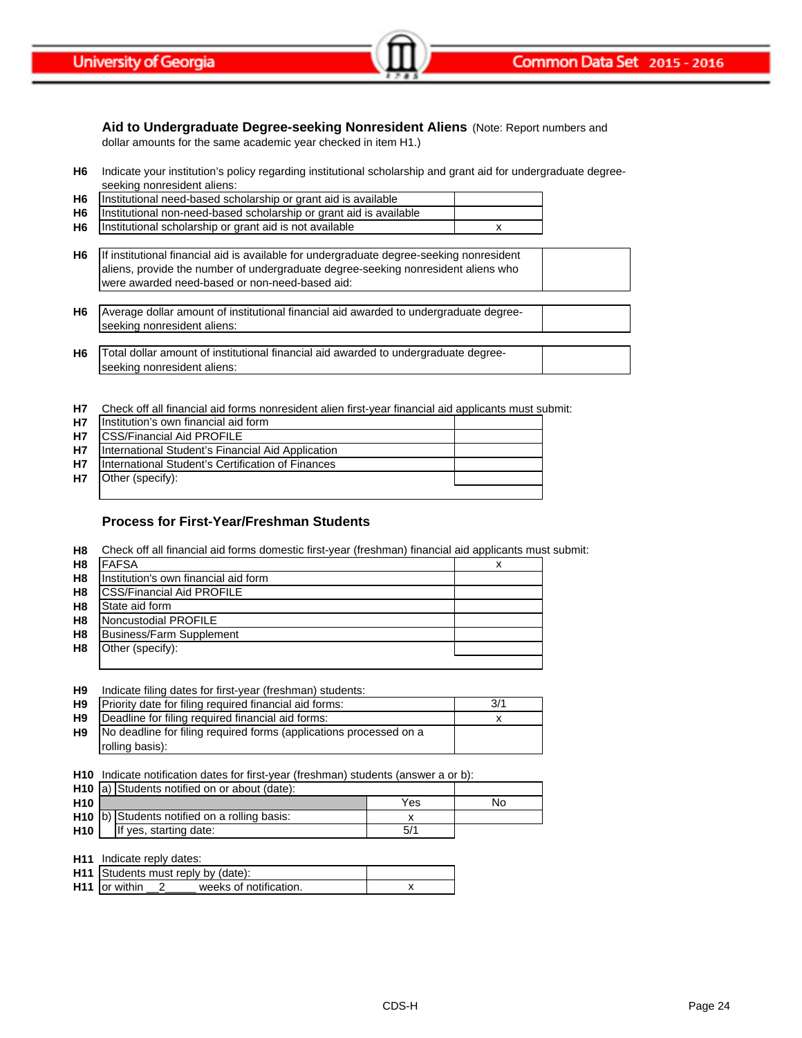## Aid to Undergraduate Degree-seeking Nonresident Aliens

(Note: Report numbers and dollar amounts for the same academic year checked in item H1.)

**H6** Indicate your institution's policy regarding institutional scholarship and grant aid for undergraduate degree-seeking nonresident aliens:

| | | |
|---|---|---|
| H6 | Institutional need-based scholarship or grant aid is available | |
| H6 | Institutional non-need-based scholarship or grant aid is available | |
| H6 | Institutional scholarship or grant aid is not available | x |

| | | |
|---|---|---|
| H6 | If institutional financial aid is available for undergraduate degree-seeking nonresident aliens, provide the number of undergraduate degree-seeking nonresident aliens who were awarded need-based or non-need-based aid: | |

| | | |
|---|---|---|
| H6 | Average dollar amount of institutional financial aid awarded to undergraduate degree-seeking nonresident aliens: | |

| | | |
|---|---|---|
| H6 | Total dollar amount of institutional financial aid awarded to undergraduate degree-seeking nonresident aliens: | |

**H7** Check off all financial aid forms nonresident alien first-year financial aid applicants must submit:

| | | |
|---|---|---|
| H7 | Institution's own financial aid form | |
| H7 | CSS/Financial Aid PROFILE | |
| H7 | International Student's Financial Aid Application | |
| H7 | International Student's Certification of Finances | |
| H7 | Other (specify): | |

## Process for First-Year/Freshman Students

**H8** Check off all financial aid forms domestic first-year (freshman) financial aid applicants must submit:

| | | |
|---|---|---|
| H8 | FAFSA | x |
| H8 | Institution's own financial aid form | |
| H8 | CSS/Financial Aid PROFILE | |
| H8 | State aid form | |
| H8 | Noncustodial PROFILE | |
| H8 | Business/Farm Supplement | |
| H8 | Other (specify): | |

**H9** Indicate filing dates for first-year (freshman) students:

| | | |
|---|---|---|
| H9 | Priority date for filing required financial aid forms: | 3/1 |
| H9 | Deadline for filing required financial aid forms: | x |
| H9 | No deadline for filing required forms (applications processed on a rolling basis): | |

**H10** Indicate notification dates for first-year (freshman) students (answer a or b):

| | | | |
|---|---|---|---|
| H10 | a) Students notified on or about (date): | | |
| H10 | | Yes | No |
| H10 | b) Students notified on a rolling basis: | x | |
| H10 | If yes, starting date: | 5/1 | |

**H11** Indicate reply dates:

| | | |
|---|---|---|
| H11 | Students must reply by (date): | |
| H11 | or within __2_____ weeks of notification. | x |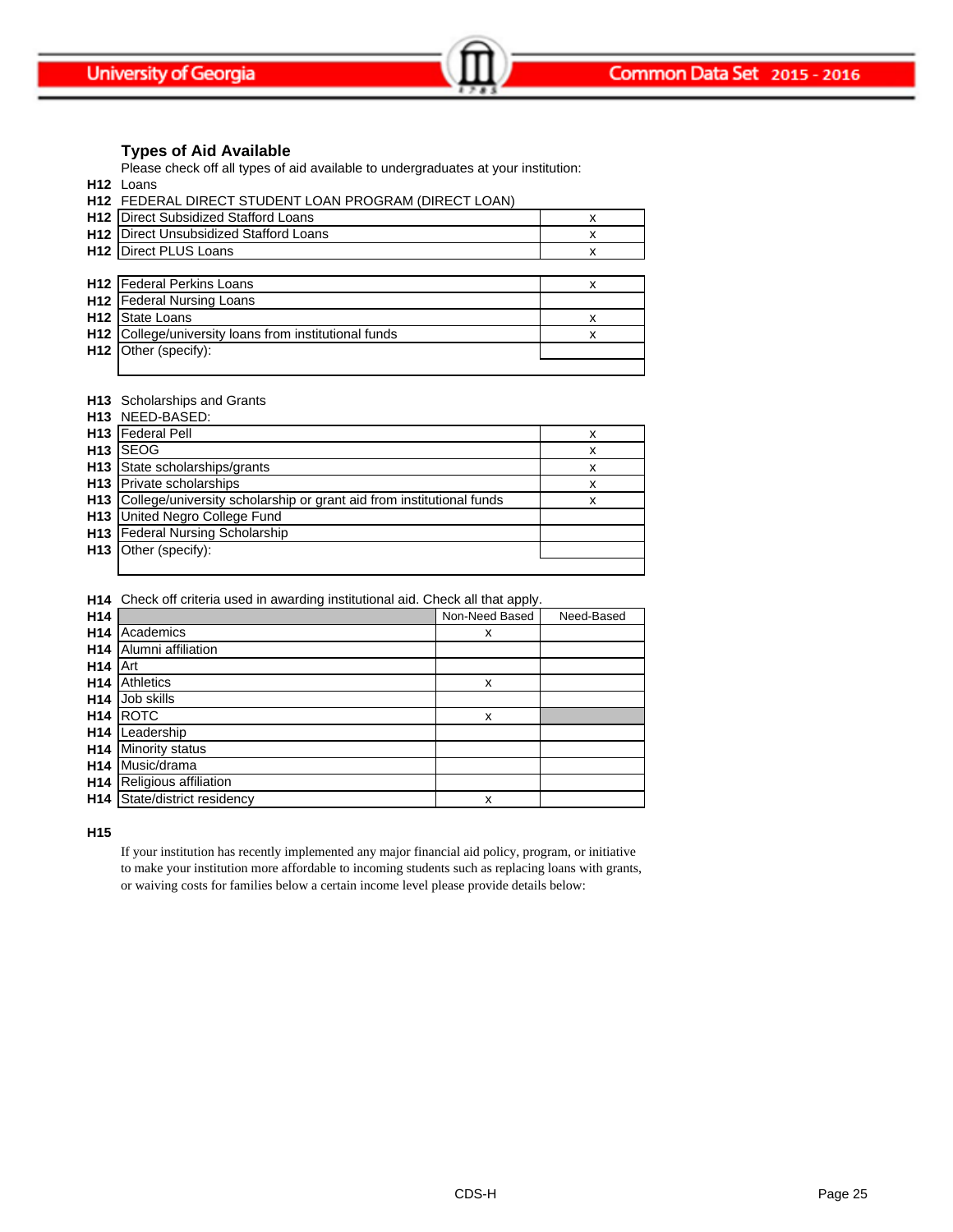### Types of Aid Available

Please check off all types of aid available to undergraduates at your institution:

**H12** Loans

**H12** FEDERAL DIRECT STUDENT LOAN PROGRAM (DIRECT LOAN)

| | | |
|---|---|---|
| **H12** | Direct Subsidized Stafford Loans | x |
| **H12** | Direct Unsubsidized Stafford Loans | x |
| **H12** | Direct PLUS Loans | x |

| | | |
|---|---|---|
| **H12** | Federal Perkins Loans | x |
| **H12** | Federal Nursing Loans | |
| **H12** | State Loans | x |
| **H12** | College/university loans from institutional funds | x |
| **H12** | Other (specify): | |

**H13** Scholarships and Grants

**H13** NEED-BASED:

| | | |
|---|---|---|
| **H13** | Federal Pell | x |
| **H13** | SEOG | x |
| **H13** | State scholarships/grants | x |
| **H13** | Private scholarships | x |
| **H13** | College/university scholarship or grant aid from institutional funds | x |
| **H13** | United Negro College Fund | |
| **H13** | Federal Nursing Scholarship | |
| **H13** | Other (specify): | |

**H14** Check off criteria used in awarding institutional aid. Check all that apply.

| **H14** | | Non-Need Based | Need-Based |
|---|---|---|---|
| **H14** | Academics | x | |
| **H14** | Alumni affiliation | | |
| **H14** | Art | | |
| **H14** | Athletics | x | |
| **H14** | Job skills | | |
| **H14** | ROTC | x | |
| **H14** | Leadership | | |
| **H14** | Minority status | | |
| **H14** | Music/drama | | |
| **H14** | Religious affiliation | | |
| **H14** | State/district residency | x | |

**H15**

If your institution has recently implemented any major financial aid policy, program, or initiative to make your institution more affordable to incoming students such as replacing loans with grants, or waiving costs for families below a certain income level please provide details below: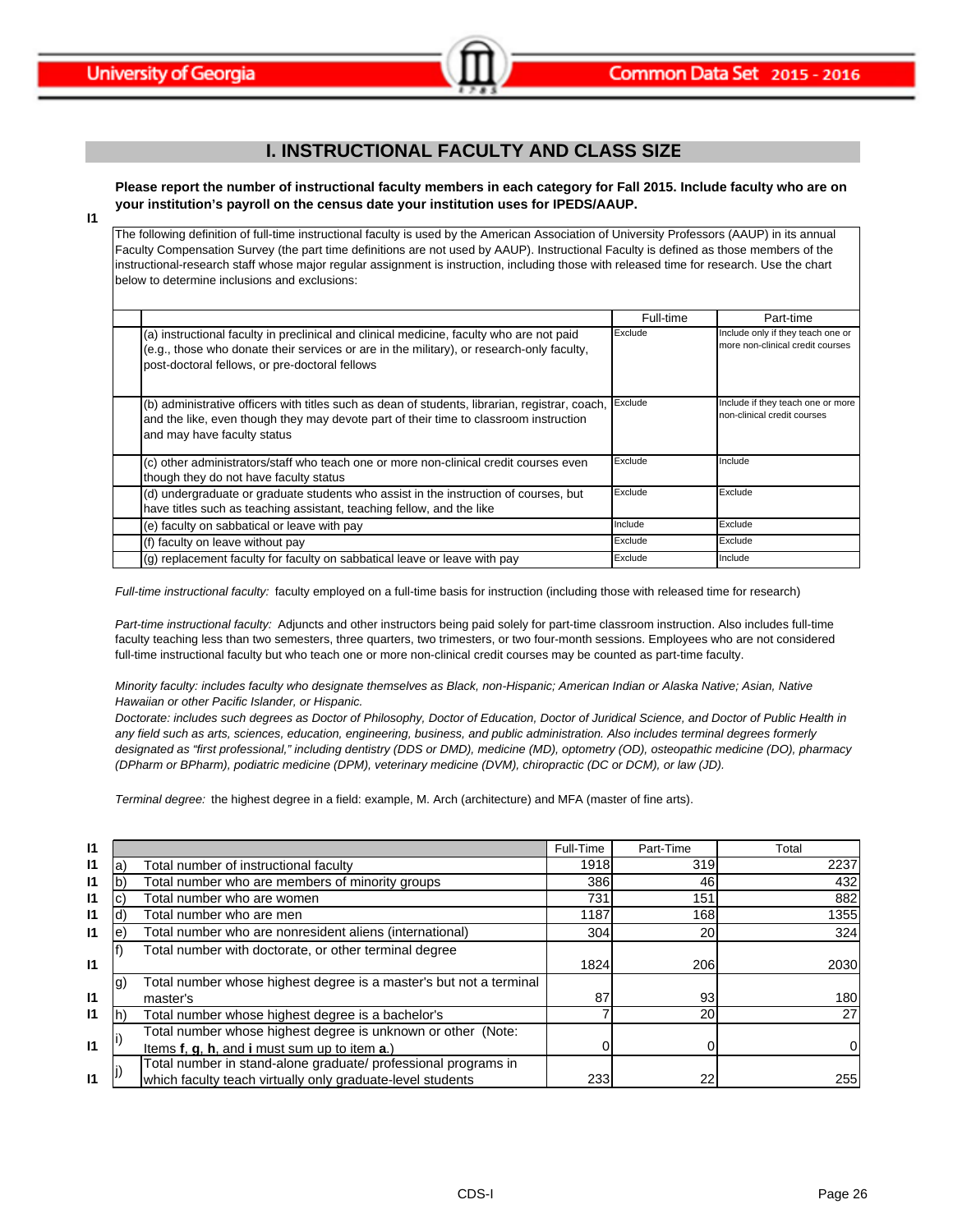## I. INSTRUCTIONAL FACULTY AND CLASS SIZE

**Please report the number of instructional faculty members in each category for Fall 2015. Include faculty who are on your institution's payroll on the census date your institution uses for IPEDS/AAUP.**

I1

The following definition of full-time instructional faculty is used by the American Association of University Professors (AAUP) in its annual Faculty Compensation Survey (the part time definitions are not used by AAUP). Instructional Faculty is defined as those members of the instructional-research staff whose major regular assignment is instruction, including those with released time for research. Use the chart below to determine inclusions and exclusions:

| | Full-time | Part-time |
|---|---|---|
| (a) instructional faculty in preclinical and clinical medicine, faculty who are not paid (e.g., those who donate their services or are in the military), or research-only faculty, post-doctoral fellows, or pre-doctoral fellows | Exclude | Include only if they teach one or more non-clinical credit courses |
| (b) administrative officers with titles such as dean of students, librarian, registrar, coach, and the like, even though they may devote part of their time to classroom instruction and may have faculty status | Exclude | Include if they teach one or more non-clinical credit courses |
| (c) other administrators/staff who teach one or more non-clinical credit courses even though they do not have faculty status | Exclude | Include |
| (d) undergraduate or graduate students who assist in the instruction of courses, but have titles such as teaching assistant, teaching fellow, and the like | Exclude | Exclude |
| (e) faculty on sabbatical or leave with pay | Include | Exclude |
| (f) faculty on leave without pay | Exclude | Exclude |
| (g) replacement faculty for faculty on sabbatical leave or leave with pay | Exclude | Include |

*Full-time instructional faculty:* faculty employed on a full-time basis for instruction (including those with released time for research)

*Part-time instructional faculty:* Adjuncts and other instructors being paid solely for part-time classroom instruction. Also includes full-time faculty teaching less than two semesters, three quarters, two trimesters, or two four-month sessions. Employees who are not considered full-time instructional faculty but who teach one or more non-clinical credit courses may be counted as part-time faculty.

*Minority faculty: includes faculty who designate themselves as Black, non-Hispanic; American Indian or Alaska Native; Asian, Native Hawaiian or other Pacific Islander, or Hispanic.*

*Doctorate: includes such degrees as Doctor of Philosophy, Doctor of Education, Doctor of Juridical Science, and Doctor of Public Health in any field such as arts, sciences, education, engineering, business, and public administration. Also includes terminal degrees formerly designated as "first professional," including dentistry (DDS or DMD), medicine (MD), optometry (OD), osteopathic medicine (DO), pharmacy (DPharm or BPharm), podiatric medicine (DPM), veterinary medicine (DVM), chiropractic (DC or DCM), or law (JD).*

*Terminal degree:* the highest degree in a field: example, M. Arch (architecture) and MFA (master of fine arts).

| | | | Full-Time | Part-Time | Total |
|---|---|---|---|---|---|
| I1 | a) | Total number of instructional faculty | 1918 | 319 | 2237 |
| I1 | b) | Total number who are members of minority groups | 386 | 46 | 432 |
| I1 | c) | Total number who are women | 731 | 151 | 882 |
| I1 | d) | Total number who are men | 1187 | 168 | 1355 |
| I1 | e) | Total number who are nonresident aliens (international) | 304 | 20 | 324 |
| I1 | f) | Total number with doctorate, or other terminal degree | 1824 | 206 | 2030 |
| I1 | g) | Total number whose highest degree is a master's but not a terminal master's | 87 | 93 | 180 |
| I1 | h) | Total number whose highest degree is a bachelor's | 7 | 20 | 27 |
| I1 | i) | Total number whose highest degree is unknown or other (Note: Items **f**, **g**, **h**, and **i** must sum up to item **a**.) | 0 | 0 | 0 |
| I1 | j) | Total number in stand-alone graduate/ professional programs in which faculty teach virtually only graduate-level students | 233 | 22 | 255 |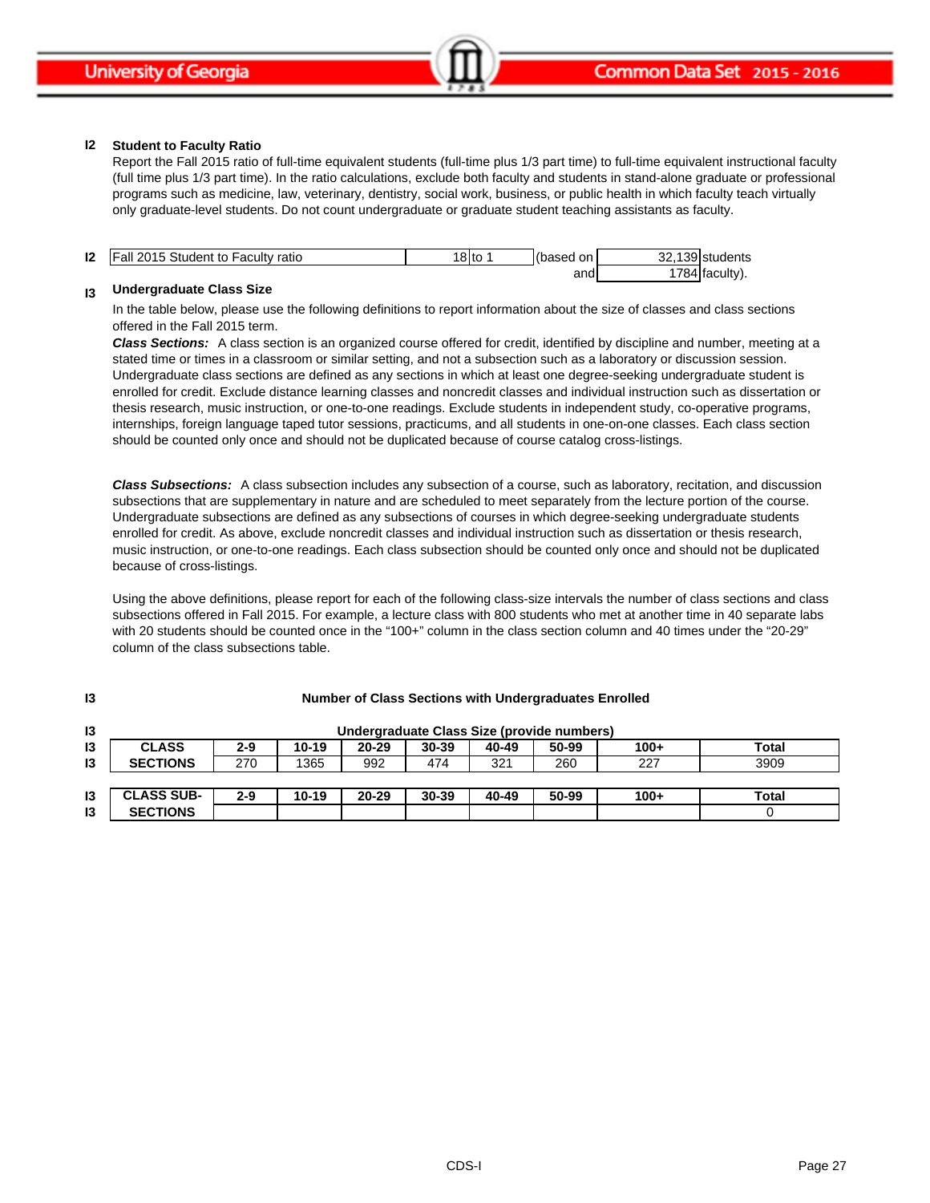**I2 Student to Faculty Ratio**

Report the Fall 2015 ratio of full-time equivalent students (full-time plus 1/3 part time) to full-time equivalent instructional faculty (full time plus 1/3 part time). In the ratio calculations, exclude both faculty and students in stand-alone graduate or professional programs such as medicine, law, veterinary, dentistry, social work, business, or public health in which faculty teach virtually only graduate-level students. Do not count undergraduate or graduate student teaching assistants as faculty.

| | | | | | | |
|---|---|---|---|---|---|---|
| I2 | Fall 2015 Student to Faculty ratio | 18 | to 1 | (based on | 32,139 | students |
| | | | | and | 1784 | faculty). |

**I3 Undergraduate Class Size**

In the table below, please use the following definitions to report information about the size of classes and class sections offered in the Fall 2015 term.

***Class Sections:*** A class section is an organized course offered for credit, identified by discipline and number, meeting at a stated time or times in a classroom or similar setting, and not a subsection such as a laboratory or discussion session. Undergraduate class sections are defined as any sections in which at least one degree-seeking undergraduate student is enrolled for credit. Exclude distance learning classes and noncredit classes and individual instruction such as dissertation or thesis research, music instruction, or one-to-one readings. Exclude students in independent study, co-operative programs, internships, foreign language taped tutor sessions, practicums, and all students in one-on-one classes. Each class section should be counted only once and should not be duplicated because of course catalog cross-listings.

***Class Subsections:*** A class subsection includes any subsection of a course, such as laboratory, recitation, and discussion subsections that are supplementary in nature and are scheduled to meet separately from the lecture portion of the course. Undergraduate subsections are defined as any subsections of courses in which degree-seeking undergraduate students enrolled for credit. As above, exclude noncredit classes and individual instruction such as dissertation or thesis research, music instruction, or one-to-one readings. Each class subsection should be counted only once and should not be duplicated because of cross-listings.

Using the above definitions, please report for each of the following class-size intervals the number of class sections and class subsections offered in Fall 2015. For example, a lecture class with 800 students who met at another time in 40 separate labs with 20 students should be counted once in the "100+" column in the class section column and 40 times under the "20-29" column of the class subsections table.

**I3 Number of Class Sections with Undergraduates Enrolled**

**Undergraduate Class Size (provide numbers)**

| | 2-9 | 10-19 | 20-29 | 30-39 | 40-49 | 50-99 | 100+ | Total |
|---|---|---|---|---|---|---|---|---|
| **CLASS SECTIONS** | 270 | 1365 | 992 | 474 | 321 | 260 | 227 | 3909 |

| | 2-9 | 10-19 | 20-29 | 30-39 | 40-49 | 50-99 | 100+ | Total |
|---|---|---|---|---|---|---|---|---|
| **CLASS SUB-SECTIONS** | | | | | | | | 0 |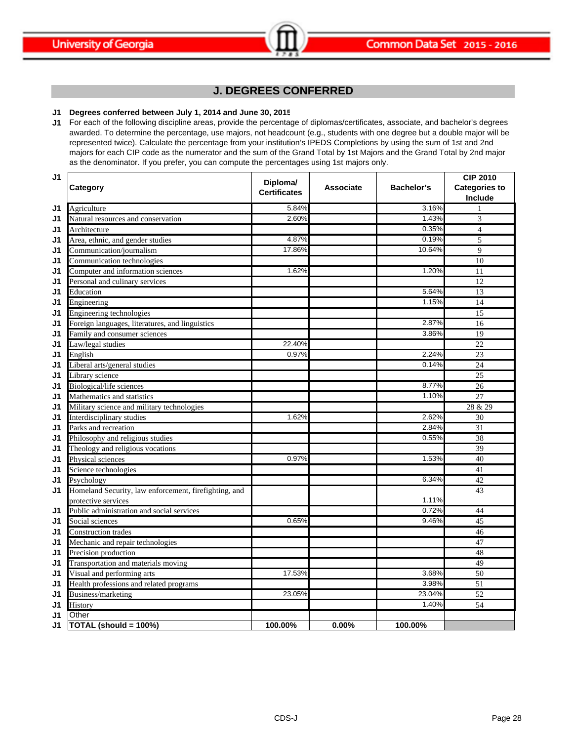## J. DEGREES CONFERRED

**J1 Degrees conferred between July 1, 2014 and June 30, 2015**

J1 For each of the following discipline areas, provide the percentage of diplomas/certificates, associate, and bachelor's degrees awarded. To determine the percentage, use majors, not headcount (e.g., students with one degree but a double major will be represented twice). Calculate the percentage from your institution's IPEDS Completions by using the sum of 1st and 2nd majors for each CIP code as the numerator and the sum of the Grand Total by 1st Majors and the Grand Total by 2nd major as the denominator. If you prefer, you can compute the percentages using 1st majors only.

| | Category | Diploma/ Certificates | Associate | Bachelor's | CIP 2010 Categories to Include |
|---|---|---|---|---|---|
| J1 | Agriculture | 5.84% | | 3.16% | 1 |
| J1 | Natural resources and conservation | 2.60% | | 1.43% | 3 |
| J1 | Architecture | | | 0.35% | 4 |
| J1 | Area, ethnic, and gender studies | 4.87% | | 0.19% | 5 |
| J1 | Communication/journalism | 17.86% | | 10.64% | 9 |
| J1 | Communication technologies | | | | 10 |
| J1 | Computer and information sciences | 1.62% | | 1.20% | 11 |
| J1 | Personal and culinary services | | | | 12 |
| J1 | Education | | | 5.64% | 13 |
| J1 | Engineering | | | 1.15% | 14 |
| J1 | Engineering technologies | | | | 15 |
| J1 | Foreign languages, literatures, and linguistics | | | 2.87% | 16 |
| J1 | Family and consumer sciences | | | 3.86% | 19 |
| J1 | Law/legal studies | 22.40% | | | 22 |
| J1 | English | 0.97% | | 2.24% | 23 |
| J1 | Liberal arts/general studies | | | 0.14% | 24 |
| J1 | Library science | | | | 25 |
| J1 | Biological/life sciences | | | 8.77% | 26 |
| J1 | Mathematics and statistics | | | 1.10% | 27 |
| J1 | Military science and military technologies | | | | 28 & 29 |
| J1 | Interdisciplinary studies | 1.62% | | 2.62% | 30 |
| J1 | Parks and recreation | | | 2.84% | 31 |
| J1 | Philosophy and religious studies | | | 0.55% | 38 |
| J1 | Theology and religious vocations | | | | 39 |
| J1 | Physical sciences | 0.97% | | 1.53% | 40 |
| J1 | Science technologies | | | | 41 |
| J1 | Psychology | | | 6.34% | 42 |
| J1 | Homeland Security, law enforcement, firefighting, and protective services | | | 1.11% | 43 |
| J1 | Public administration and social services | | | 0.72% | 44 |
| J1 | Social sciences | 0.65% | | 9.46% | 45 |
| J1 | Construction trades | | | | 46 |
| J1 | Mechanic and repair technologies | | | | 47 |
| J1 | Precision production | | | | 48 |
| J1 | Transportation and materials moving | | | | 49 |
| J1 | Visual and performing arts | 17.53% | | 3.68% | 50 |
| J1 | Health professions and related programs | | | 3.98% | 51 |
| J1 | Business/marketing | 23.05% | | 23.04% | 52 |
| J1 | History | | | 1.40% | 54 |
| J1 | Other | | | | |
| J1 | **TOTAL (should = 100%)** | **100.00%** | **0.00%** | **100.00%** | |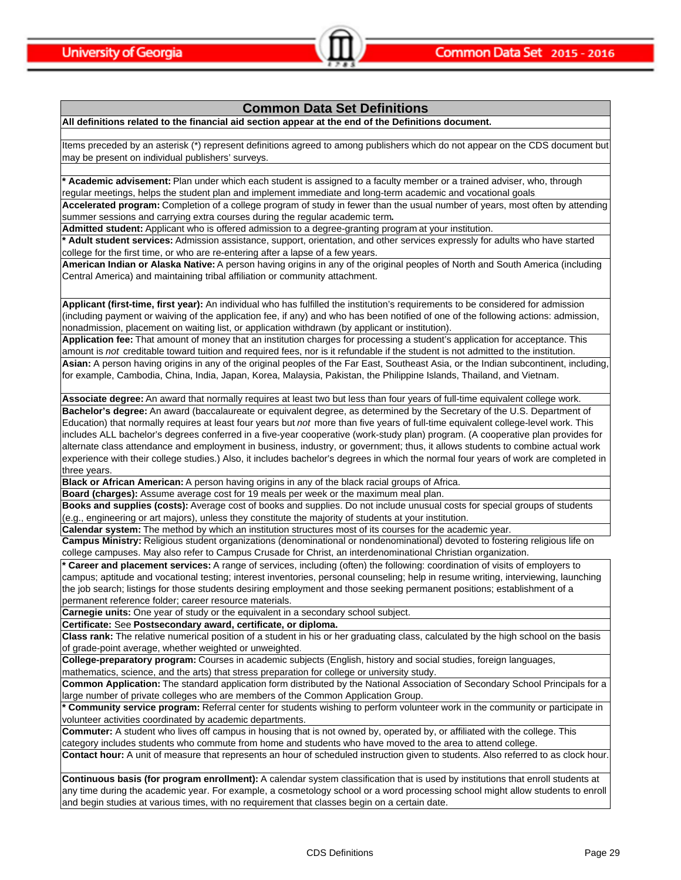## Common Data Set Definitions

**All definitions related to the financial aid section appear at the end of the Definitions document.**

Items preceded by an asterisk (*) represent definitions agreed to among publishers which do not appear on the CDS document but may be present on individual publishers' surveys.

**\* Academic advisement:** Plan under which each student is assigned to a faculty member or a trained adviser, who, through regular meetings, helps the student plan and implement immediate and long-term academic and vocational goals.

**Accelerated program:** Completion of a college program of study in fewer than the usual number of years, most often by attending summer sessions and carrying extra courses during the regular academic term**.**

**Admitted student:** Applicant who is offered admission to a degree-granting program at your institution.

**\* Adult student services:** Admission assistance, support, orientation, and other services expressly for adults who have started college for the first time, or who are re-entering after a lapse of a few years.

**American Indian or Alaska Native:** A person having origins in any of the original peoples of North and South America (including Central America) and maintaining tribal affiliation or community attachment.

**Applicant (first-time, first year):** An individual who has fulfilled the institution's requirements to be considered for admission (including payment or waiving of the application fee, if any) and who has been notified of one of the following actions: admission, nonadmission, placement on waiting list, or application withdrawn (by applicant or institution).

**Application fee:** That amount of money that an institution charges for processing a student's application for acceptance. This amount is *not* creditable toward tuition and required fees, nor is it refundable if the student is not admitted to the institution.

**Asian:** A person having origins in any of the original peoples of the Far East, Southeast Asia, or the Indian subcontinent, including, for example, Cambodia, China, India, Japan, Korea, Malaysia, Pakistan, the Philippine Islands, Thailand, and Vietnam.

**Associate degree:** An award that normally requires at least two but less than four years of full-time equivalent college work.

**Bachelor's degree:** An award (baccalaureate or equivalent degree, as determined by the Secretary of the U.S. Department of Education) that normally requires at least four years but *not* more than five years of full-time equivalent college-level work. This includes ALL bachelor's degrees conferred in a five-year cooperative (work-study plan) program. (A cooperative plan provides for alternate class attendance and employment in business, industry, or government; thus, it allows students to combine actual work experience with their college studies.) Also, it includes bachelor's degrees in which the normal four years of work are completed in three years.

**Black or African American:** A person having origins in any of the black racial groups of Africa.

**Board (charges):** Assume average cost for 19 meals per week or the maximum meal plan.

**Books and supplies (costs):** Average cost of books and supplies. Do not include unusual costs for special groups of students (e.g., engineering or art majors), unless they constitute the majority of students at your institution.

**Calendar system:** The method by which an institution structures most of its courses for the academic year.

**Campus Ministry:** Religious student organizations (denominational or nondenominational) devoted to fostering religious life on college campuses. May also refer to Campus Crusade for Christ, an interdenominational Christian organization.

**\* Career and placement services:** A range of services, including (often) the following: coordination of visits of employers to campus; aptitude and vocational testing; interest inventories, personal counseling; help in resume writing, interviewing, launching the job search; listings for those students desiring employment and those seeking permanent positions; establishment of a permanent reference folder; career resource materials.

**Carnegie units:** One year of study or the equivalent in a secondary school subject.

**Certificate:** See **Postsecondary award, certificate, or diploma.**

**Class rank:** The relative numerical position of a student in his or her graduating class, calculated by the high school on the basis of grade-point average, whether weighted or unweighted.

**College-preparatory program:** Courses in academic subjects (English, history and social studies, foreign languages, mathematics, science, and the arts) that stress preparation for college or university study.

**Common Application:** The standard application form distributed by the National Association of Secondary School Principals for a large number of private colleges who are members of the Common Application Group.

**\* Community service program:** Referral center for students wishing to perform volunteer work in the community or participate in volunteer activities coordinated by academic departments.

**Commuter:** A student who lives off campus in housing that is not owned by, operated by, or affiliated with the college. This category includes students who commute from home and students who have moved to the area to attend college.

**Contact hour:** A unit of measure that represents an hour of scheduled instruction given to students. Also referred to as clock hour.

**Continuous basis (for program enrollment):** A calendar system classification that is used by institutions that enroll students at any time during the academic year. For example, a cosmetology school or a word processing school might allow students to enroll and begin studies at various times, with no requirement that classes begin on a certain date.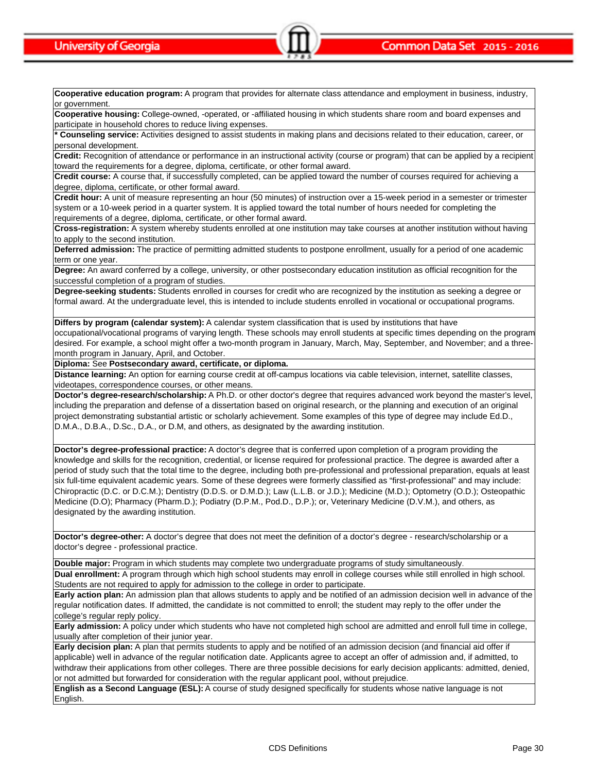**Cooperative education program:** A program that provides for alternate class attendance and employment in business, industry, or government.

**Cooperative housing:** College-owned, -operated, or -affiliated housing in which students share room and board expenses and participate in household chores to reduce living expenses.

*** Counseling service:** Activities designed to assist students in making plans and decisions related to their education, career, or personal development.

**Credit:** Recognition of attendance or performance in an instructional activity (course or program) that can be applied by a recipient toward the requirements for a degree, diploma, certificate, or other formal award.

**Credit course:** A course that, if successfully completed, can be applied toward the number of courses required for achieving a degree, diploma, certificate, or other formal award.

**Credit hour:** A unit of measure representing an hour (50 minutes) of instruction over a 15-week period in a semester or trimester system or a 10-week period in a quarter system. It is applied toward the total number of hours needed for completing the requirements of a degree, diploma, certificate, or other formal award.

**Cross-registration:** A system whereby students enrolled at one institution may take courses at another institution without having to apply to the second institution.

**Deferred admission:** The practice of permitting admitted students to postpone enrollment, usually for a period of one academic term or one year.

**Degree:** An award conferred by a college, university, or other postsecondary education institution as official recognition for the successful completion of a program of studies.

**Degree-seeking students:** Students enrolled in courses for credit who are recognized by the institution as seeking a degree or formal award. At the undergraduate level, this is intended to include students enrolled in vocational or occupational programs.

**Differs by program (calendar system):** A calendar system classification that is used by institutions that have occupational/vocational programs of varying length. These schools may enroll students at specific times depending on the program desired. For example, a school might offer a two-month program in January, March, May, September, and November; and a three-month program in January, April, and October.

**Diploma:** See **Postsecondary award, certificate, or diploma.**

**Distance learning:** An option for earning course credit at off-campus locations via cable television, internet, satellite classes, videotapes, correspondence courses, or other means.

**Doctor's degree-research/scholarship:** A Ph.D. or other doctor's degree that requires advanced work beyond the master's level, including the preparation and defense of a dissertation based on original research, or the planning and execution of an original project demonstrating substantial artistic or scholarly achievement. Some examples of this type of degree may include Ed.D., D.M.A., D.B.A., D.Sc., D.A., or D.M, and others, as designated by the awarding institution.

**Doctor's degree-professional practice:** A doctor's degree that is conferred upon completion of a program providing the knowledge and skills for the recognition, credential, or license required for professional practice. The degree is awarded after a period of study such that the total time to the degree, including both pre-professional and professional preparation, equals at least six full-time equivalent academic years. Some of these degrees were formerly classified as "first-professional" and may include: Chiropractic (D.C. or D.C.M.); Dentistry (D.D.S. or D.M.D.); Law (L.L.B. or J.D.); Medicine (M.D.); Optometry (O.D.); Osteopathic Medicine (D.O); Pharmacy (Pharm.D.); Podiatry (D.P.M., Pod.D., D.P.); or, Veterinary Medicine (D.V.M.), and others, as designated by the awarding institution.

**Doctor's degree-other:** A doctor's degree that does not meet the definition of a doctor's degree - research/scholarship or a doctor's degree - professional practice.

**Double major:** Program in which students may complete two undergraduate programs of study simultaneously.

**Dual enrollment:** A program through which high school students may enroll in college courses while still enrolled in high school. Students are not required to apply for admission to the college in order to participate.

**Early action plan:** An admission plan that allows students to apply and be notified of an admission decision well in advance of the regular notification dates. If admitted, the candidate is not committed to enroll; the student may reply to the offer under the college's regular reply policy.

**Early admission:** A policy under which students who have not completed high school are admitted and enroll full time in college, usually after completion of their junior year.

**Early decision plan:** A plan that permits students to apply and be notified of an admission decision (and financial aid offer if applicable) well in advance of the regular notification date. Applicants agree to accept an offer of admission and, if admitted, to withdraw their applications from other colleges. There are three possible decisions for early decision applicants: admitted, denied, or not admitted but forwarded for consideration with the regular applicant pool, without prejudice.

**English as a Second Language (ESL):** A course of study designed specifically for students whose native language is not English.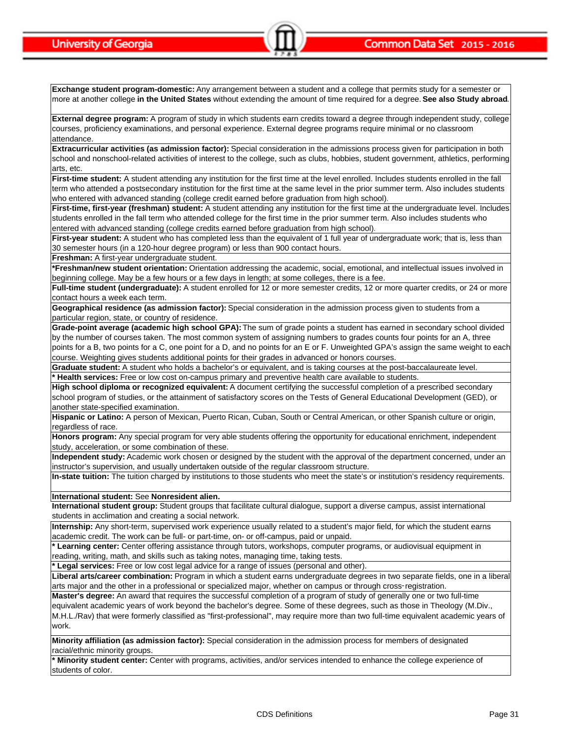**Exchange student program-domestic:** Any arrangement between a student and a college that permits study for a semester or more at another college **in the United States** without extending the amount of time required for a degree. **See also Study abroad**.

**External degree program:** A program of study in which students earn credits toward a degree through independent study, college courses, proficiency examinations, and personal experience. External degree programs require minimal or no classroom attendance.

**Extracurricular activities (as admission factor):** Special consideration in the admissions process given for participation in both school and nonschool-related activities of interest to the college, such as clubs, hobbies, student government, athletics, performing arts, etc.

**First-time student:** A student attending any institution for the first time at the level enrolled. Includes students enrolled in the fall term who attended a postsecondary institution for the first time at the same level in the prior summer term. Also includes students who entered with advanced standing (college credit earned before graduation from high school).

**First-time, first-year (freshman) student:** A student attending any institution for the first time at the undergraduate level. Includes students enrolled in the fall term who attended college for the first time in the prior summer term. Also includes students who entered with advanced standing (college credits earned before graduation from high school).

**First-year student:** A student who has completed less than the equivalent of 1 full year of undergraduate work; that is, less than 30 semester hours (in a 120-hour degree program) or less than 900 contact hours.

**Freshman:** A first-year undergraduate student.

***Freshman/new student orientation:** Orientation addressing the academic, social, emotional, and intellectual issues involved in beginning college. May be a few hours or a few days in length; at some colleges, there is a fee.

**Full-time student (undergraduate):** A student enrolled for 12 or more semester credits, 12 or more quarter credits, or 24 or more contact hours a week each term.

**Geographical residence (as admission factor):** Special consideration in the admission process given to students from a particular region, state, or country of residence.

**Grade-point average (academic high school GPA):** The sum of grade points a student has earned in secondary school divided by the number of courses taken. The most common system of assigning numbers to grades counts four points for an A, three points for a B, two points for a C, one point for a D, and no points for an E or F. Unweighted GPA's assign the same weight to each course. Weighting gives students additional points for their grades in advanced or honors courses.

**Graduate student:** A student who holds a bachelor's or equivalent, and is taking courses at the post-baccalaureate level.

**\* Health services:** Free or low cost on-campus primary and preventive health care available to students.

**High school diploma or recognized equivalent:** A document certifying the successful completion of a prescribed secondary school program of studies, or the attainment of satisfactory scores on the Tests of General Educational Development (GED), or another state-specified examination.

**Hispanic or Latino:** A person of Mexican, Puerto Rican, Cuban, South or Central American, or other Spanish culture or origin, regardless of race.

**Honors program:** Any special program for very able students offering the opportunity for educational enrichment, independent study, acceleration, or some combination of these.

**Independent study:** Academic work chosen or designed by the student with the approval of the department concerned, under an instructor's supervision, and usually undertaken outside of the regular classroom structure.

**In-state tuition:** The tuition charged by institutions to those students who meet the state's or institution's residency requirements.

**International student:** See **Nonresident alien.**

**International student group:** Student groups that facilitate cultural dialogue, support a diverse campus, assist international students in acclimation and creating a social network.

**Internship:** Any short-term, supervised work experience usually related to a student's major field, for which the student earns academic credit. The work can be full- or part-time, on- or off-campus, paid or unpaid.

**\* Learning center:** Center offering assistance through tutors, workshops, computer programs, or audiovisual equipment in reading, writing, math, and skills such as taking notes, managing time, taking tests.

**\* Legal services:** Free or low cost legal advice for a range of issues (personal and other).

**Liberal arts/career combination:** Program in which a student earns undergraduate degrees in two separate fields, one in a liberal arts major and the other in a professional or specialized major, whether on campus or through cross-registration.

**Master's degree:** An award that requires the successful completion of a program of study of generally one or two full-time equivalent academic years of work beyond the bachelor's degree. Some of these degrees, such as those in Theology (M.Div., M.H.L./Rav) that were formerly classified as "first-professional", may require more than two full-time equivalent academic years of work.

**Minority affiliation (as admission factor):** Special consideration in the admission process for members of designated racial/ethnic minority groups.

**\* Minority student center:** Center with programs, activities, and/or services intended to enhance the college experience of students of color.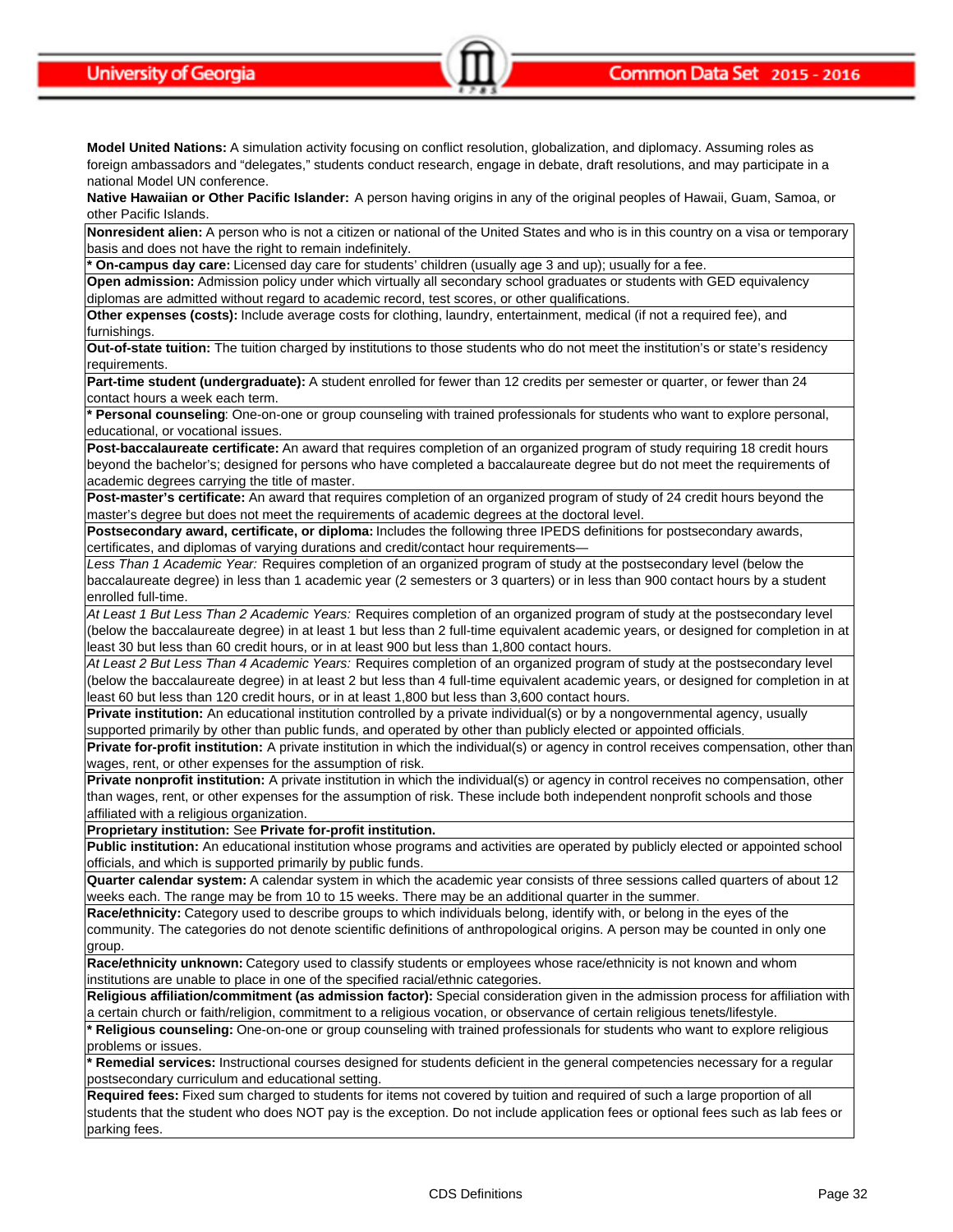**Model United Nations:** A simulation activity focusing on conflict resolution, globalization, and diplomacy. Assuming roles as foreign ambassadors and "delegates," students conduct research, engage in debate, draft resolutions, and may participate in a national Model UN conference.

**Native Hawaiian or Other Pacific Islander:** A person having origins in any of the original peoples of Hawaii, Guam, Samoa, or other Pacific Islands.

**Nonresident alien:** A person who is not a citizen or national of the United States and who is in this country on a visa or temporary basis and does not have the right to remain indefinitely.

**\* On-campus day care:** Licensed day care for students' children (usually age 3 and up); usually for a fee.

**Open admission:** Admission policy under which virtually all secondary school graduates or students with GED equivalency diplomas are admitted without regard to academic record, test scores, or other qualifications.

**Other expenses (costs):** Include average costs for clothing, laundry, entertainment, medical (if not a required fee), and furnishings.

**Out-of-state tuition:** The tuition charged by institutions to those students who do not meet the institution's or state's residency requirements.

**Part-time student (undergraduate):** A student enrolled for fewer than 12 credits per semester or quarter, or fewer than 24 contact hours a week each term.

**\* Personal counseling**: One-on-one or group counseling with trained professionals for students who want to explore personal, educational, or vocational issues.

**Post-baccalaureate certificate:** An award that requires completion of an organized program of study requiring 18 credit hours beyond the bachelor's; designed for persons who have completed a baccalaureate degree but do not meet the requirements of academic degrees carrying the title of master.

**Post-master's certificate:** An award that requires completion of an organized program of study of 24 credit hours beyond the master's degree but does not meet the requirements of academic degrees at the doctoral level.

**Postsecondary award, certificate, or diploma:** Includes the following three IPEDS definitions for postsecondary awards, certificates, and diplomas of varying durations and credit/contact hour requirements—

*Less Than 1 Academic Year:* Requires completion of an organized program of study at the postsecondary level (below the baccalaureate degree) in less than 1 academic year (2 semesters or 3 quarters) or in less than 900 contact hours by a student enrolled full-time.

*At Least 1 But Less Than 2 Academic Years:* Requires completion of an organized program of study at the postsecondary level (below the baccalaureate degree) in at least 1 but less than 2 full-time equivalent academic years, or designed for completion in at least 30 but less than 60 credit hours, or in at least 900 but less than 1,800 contact hours.

*At Least 2 But Less Than 4 Academic Years:* Requires completion of an organized program of study at the postsecondary level (below the baccalaureate degree) in at least 2 but less than 4 full-time equivalent academic years, or designed for completion in at least 60 but less than 120 credit hours, or in at least 1,800 but less than 3,600 contact hours.

**Private institution:** An educational institution controlled by a private individual(s) or by a nongovernmental agency, usually supported primarily by other than public funds, and operated by other than publicly elected or appointed officials.

**Private for-profit institution:** A private institution in which the individual(s) or agency in control receives compensation, other than wages, rent, or other expenses for the assumption of risk.

**Private nonprofit institution:** A private institution in which the individual(s) or agency in control receives no compensation, other than wages, rent, or other expenses for the assumption of risk. These include both independent nonprofit schools and those affiliated with a religious organization.

**Proprietary institution:** See **Private for-profit institution.**

**Public institution:** An educational institution whose programs and activities are operated by publicly elected or appointed school officials, and which is supported primarily by public funds.

**Quarter calendar system:** A calendar system in which the academic year consists of three sessions called quarters of about 12 weeks each. The range may be from 10 to 15 weeks. There may be an additional quarter in the summer.

**Race/ethnicity:** Category used to describe groups to which individuals belong, identify with, or belong in the eyes of the community. The categories do not denote scientific definitions of anthropological origins. A person may be counted in only one group.

**Race/ethnicity unknown:** Category used to classify students or employees whose race/ethnicity is not known and whom institutions are unable to place in one of the specified racial/ethnic categories.

**Religious affiliation/commitment (as admission factor):** Special consideration given in the admission process for affiliation with a certain church or faith/religion, commitment to a religious vocation, or observance of certain religious tenets/lifestyle.

**\* Religious counseling:** One-on-one or group counseling with trained professionals for students who want to explore religious problems or issues.

**\* Remedial services:** Instructional courses designed for students deficient in the general competencies necessary for a regular postsecondary curriculum and educational setting.

**Required fees:** Fixed sum charged to students for items not covered by tuition and required of such a large proportion of all students that the student who does NOT pay is the exception. Do not include application fees or optional fees such as lab fees or parking fees.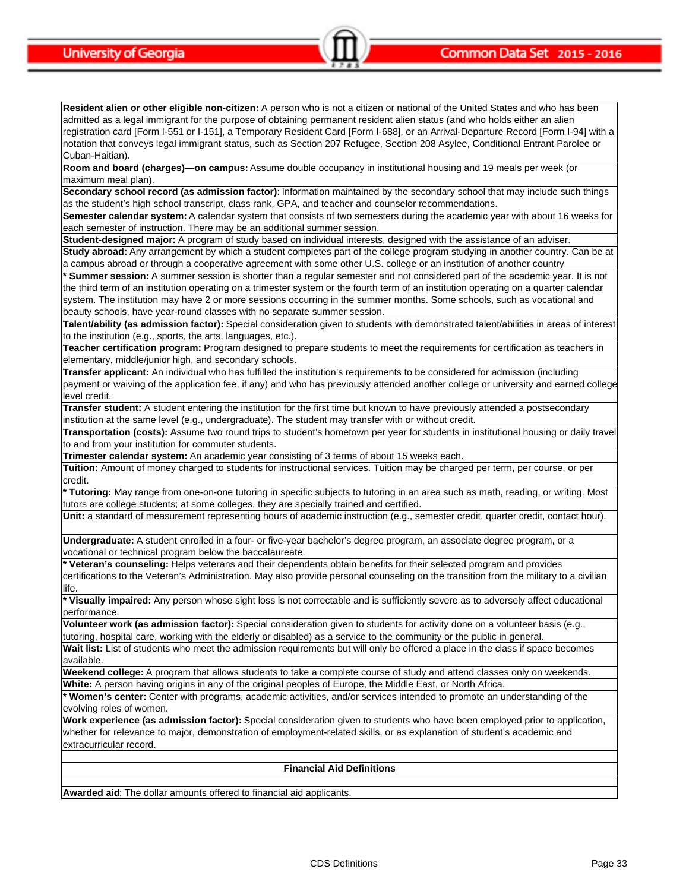**Resident alien or other eligible non-citizen:** A person who is not a citizen or national of the United States and who has been admitted as a legal immigrant for the purpose of obtaining permanent resident alien status (and who holds either an alien registration card [Form I-551 or I-151], a Temporary Resident Card [Form I-688], or an Arrival-Departure Record [Form I-94] with a notation that conveys legal immigrant status, such as Section 207 Refugee, Section 208 Asylee, Conditional Entrant Parolee or Cuban-Haitian).

**Room and board (charges)—on campus:** Assume double occupancy in institutional housing and 19 meals per week (or maximum meal plan).

**Secondary school record (as admission factor):** Information maintained by the secondary school that may include such things as the student's high school transcript, class rank, GPA, and teacher and counselor recommendations.

**Semester calendar system:** A calendar system that consists of two semesters during the academic year with about 16 weeks for each semester of instruction. There may be an additional summer session.

**Student-designed major:** A program of study based on individual interests, designed with the assistance of an adviser.

**Study abroad:** Any arrangement by which a student completes part of the college program studying in another country. Can be at a campus abroad or through a cooperative agreement with some other U.S. college or an institution of another country.

**\* Summer session:** A summer session is shorter than a regular semester and not considered part of the academic year. It is not the third term of an institution operating on a trimester system or the fourth term of an institution operating on a quarter calendar system. The institution may have 2 or more sessions occurring in the summer months. Some schools, such as vocational and beauty schools, have year-round classes with no separate summer session.

**Talent/ability (as admission factor):** Special consideration given to students with demonstrated talent/abilities in areas of interest to the institution (e.g., sports, the arts, languages, etc.).

**Teacher certification program:** Program designed to prepare students to meet the requirements for certification as teachers in elementary, middle/junior high, and secondary schools.

**Transfer applicant:** An individual who has fulfilled the institution's requirements to be considered for admission (including payment or waiving of the application fee, if any) and who has previously attended another college or university and earned college level credit.

**Transfer student:** A student entering the institution for the first time but known to have previously attended a postsecondary institution at the same level (e.g., undergraduate). The student may transfer with or without credit.

**Transportation (costs):** Assume two round trips to student's hometown per year for students in institutional housing or daily travel to and from your institution for commuter students.

**Trimester calendar system:** An academic year consisting of 3 terms of about 15 weeks each.

**Tuition:** Amount of money charged to students for instructional services. Tuition may be charged per term, per course, or per credit.

**\* Tutoring:** May range from one-on-one tutoring in specific subjects to tutoring in an area such as math, reading, or writing. Most tutors are college students; at some colleges, they are specially trained and certified.

**Unit:** a standard of measurement representing hours of academic instruction (e.g., semester credit, quarter credit, contact hour).

**Undergraduate:** A student enrolled in a four- or five-year bachelor's degree program, an associate degree program, or a vocational or technical program below the baccalaureate.

**\* Veteran's counseling:** Helps veterans and their dependents obtain benefits for their selected program and provides certifications to the Veteran's Administration. May also provide personal counseling on the transition from the military to a civilian life.

**\* Visually impaired:** Any person whose sight loss is not correctable and is sufficiently severe as to adversely affect educational performance.

**Volunteer work (as admission factor):** Special consideration given to students for activity done on a volunteer basis (e.g., tutoring, hospital care, working with the elderly or disabled) as a service to the community or the public in general.

**Wait list:** List of students who meet the admission requirements but will only be offered a place in the class if space becomes available.

**Weekend college:** A program that allows students to take a complete course of study and attend classes only on weekends.

**White:** A person having origins in any of the original peoples of Europe, the Middle East, or North Africa.

**\* Women's center:** Center with programs, academic activities, and/or services intended to promote an understanding of the evolving roles of women.

**Work experience (as admission factor):** Special consideration given to students who have been employed prior to application, whether for relevance to major, demonstration of employment-related skills, or as explanation of student's academic and extracurricular record.

## Financial Aid Definitions

**Awarded aid**: The dollar amounts offered to financial aid applicants.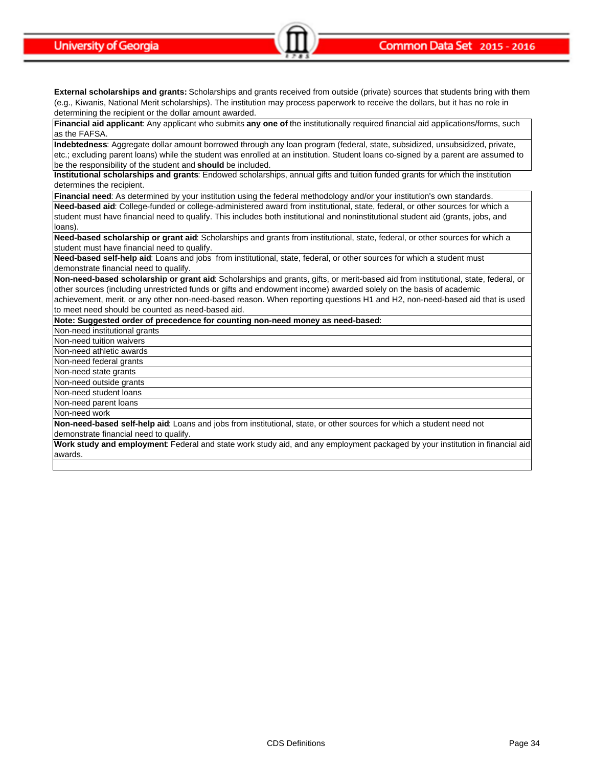**External scholarships and grants:** Scholarships and grants received from outside (private) sources that students bring with them (e.g., Kiwanis, National Merit scholarships). The institution may process paperwork to receive the dollars, but it has no role in determining the recipient or the dollar amount awarded.

**Financial aid applicant**: Any applicant who submits **any one of** the institutionally required financial aid applications/forms, such as the FAFSA.

**Indebtedness**: Aggregate dollar amount borrowed through any loan program (federal, state, subsidized, unsubsidized, private, etc.; excluding parent loans) while the student was enrolled at an institution. Student loans co-signed by a parent are assumed to be the responsibility of the student and **should** be included.

**Institutional scholarships and grants**: Endowed scholarships, annual gifts and tuition funded grants for which the institution determines the recipient.

**Financial need**: As determined by your institution using the federal methodology and/or your institution's own standards.

**Need-based aid**: College-funded or college-administered award from institutional, state, federal, or other sources for which a student must have financial need to qualify. This includes both institutional and noninstitutional student aid (grants, jobs, and loans).

**Need-based scholarship or grant aid**: Scholarships and grants from institutional, state, federal, or other sources for which a student must have financial need to qualify.

**Need-based self-help aid**: Loans and jobs from institutional, state, federal, or other sources for which a student must demonstrate financial need to qualify.

**Non-need-based scholarship or grant aid**: Scholarships and grants, gifts, or merit-based aid from institutional, state, federal, or other sources (including unrestricted funds or gifts and endowment income) awarded solely on the basis of academic achievement, merit, or any other non-need-based reason. When reporting questions H1 and H2, non-need-based aid that is used to meet need should be counted as need-based aid.

**Note: Suggested order of precedence for counting non-need money as need-based**:

- Non-need institutional grants
- Non-need tuition waivers
- Non-need athletic awards
- Non-need federal grants
- Non-need state grants
- Non-need outside grants
- Non-need student loans
- Non-need parent loans
- Non-need work

**Non-need-based self-help aid**: Loans and jobs from institutional, state, or other sources for which a student need not demonstrate financial need to qualify.

**Work study and employment**: Federal and state work study aid, and any employment packaged by your institution in financial aid awards.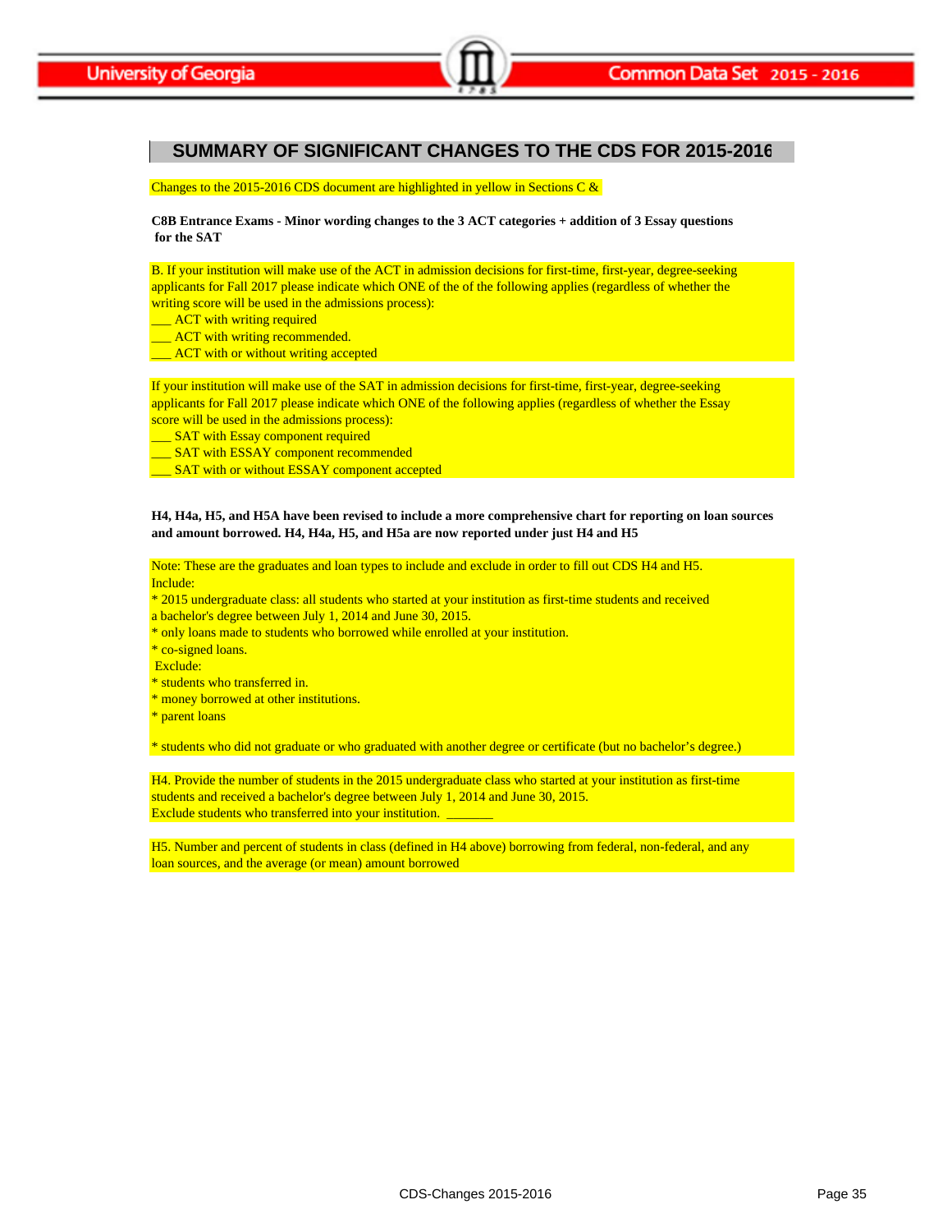## SUMMARY OF SIGNIFICANT CHANGES TO THE CDS FOR 2015-2016

Changes to the 2015-2016 CDS document are highlighted in yellow in Sections C &

**C8B Entrance Exams - Minor wording changes to the 3 ACT categories + addition of 3 Essay questions for the SAT**

B. If your institution will make use of the ACT in admission decisions for first-time, first-year, degree-seeking applicants for Fall 2017 please indicate which ONE of the of the following applies (regardless of whether the writing score will be used in the admissions process):

___ ACT with writing required

___ ACT with writing recommended.

___ ACT with or without writing accepted

If your institution will make use of the SAT in admission decisions for first-time, first-year, degree-seeking applicants for Fall 2017 please indicate which ONE of the following applies (regardless of whether the Essay score will be used in the admissions process):

___ SAT with Essay component required

___ SAT with ESSAY component recommended

___ SAT with or without ESSAY component accepted

**H4, H4a, H5, and H5A have been revised to include a more comprehensive chart for reporting on loan sources and amount borrowed. H4, H4a, H5, and H5a are now reported under just H4 and H5**

Note: These are the graduates and loan types to include and exclude in order to fill out CDS H4 and H5.

Include:

* 2015 undergraduate class: all students who started at your institution as first-time students and received a bachelor's degree between July 1, 2014 and June 30, 2015.
* only loans made to students who borrowed while enrolled at your institution.
* co-signed loans.

Exclude:

* students who transferred in.
* money borrowed at other institutions.
* parent loans
* students who did not graduate or who graduated with another degree or certificate (but no bachelor's degree.)

H4. Provide the number of students in the 2015 undergraduate class who started at your institution as first-time students and received a bachelor's degree between July 1, 2014 and June 30, 2015. Exclude students who transferred into your institution. _______

H5. Number and percent of students in class (defined in H4 above) borrowing from federal, non-federal, and any loan sources, and the average (or mean) amount borrowed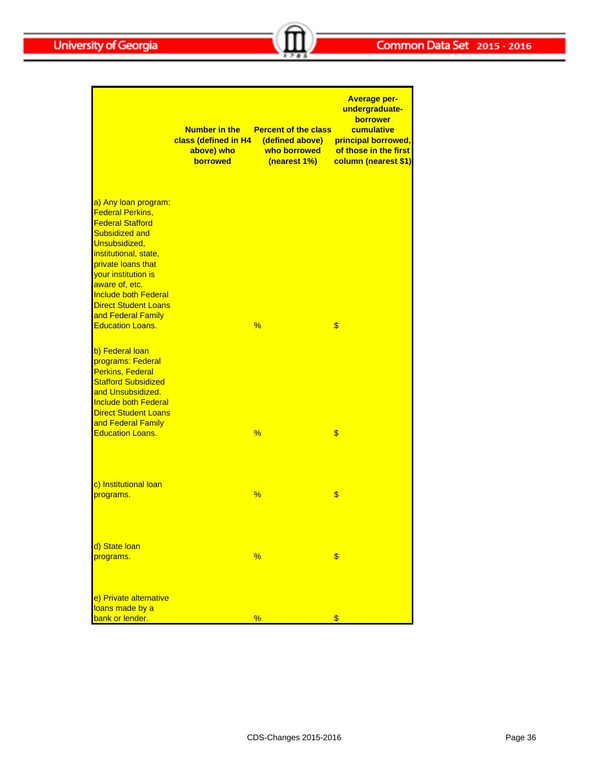| | Number in the class (defined in H4 above) who borrowed | Percent of the class (defined above) who borrowed (nearest 1%) | Average per-undergraduate-borrower cumulative principal borrowed, of those in the first column (nearest $1) |
|---|---|---|---|
| a) Any loan program: Federal Perkins, Federal Stafford Subsidized and Unsubsidized, institutional, state, private loans that your institution is aware of, etc. Include both Federal Direct Student Loans and Federal Family Education Loans. | | % | $ |
| b) Federal loan programs: Federal Perkins, Federal Stafford Subsidized and Unsubsidized. Include both Federal Direct Student Loans and Federal Family Education Loans. | | % | $ |
| c) Institutional loan programs. | | % | $ |
| d) State loan programs. | | % | $ |
| e) Private alternative loans made by a bank or lender. | | % | $ |